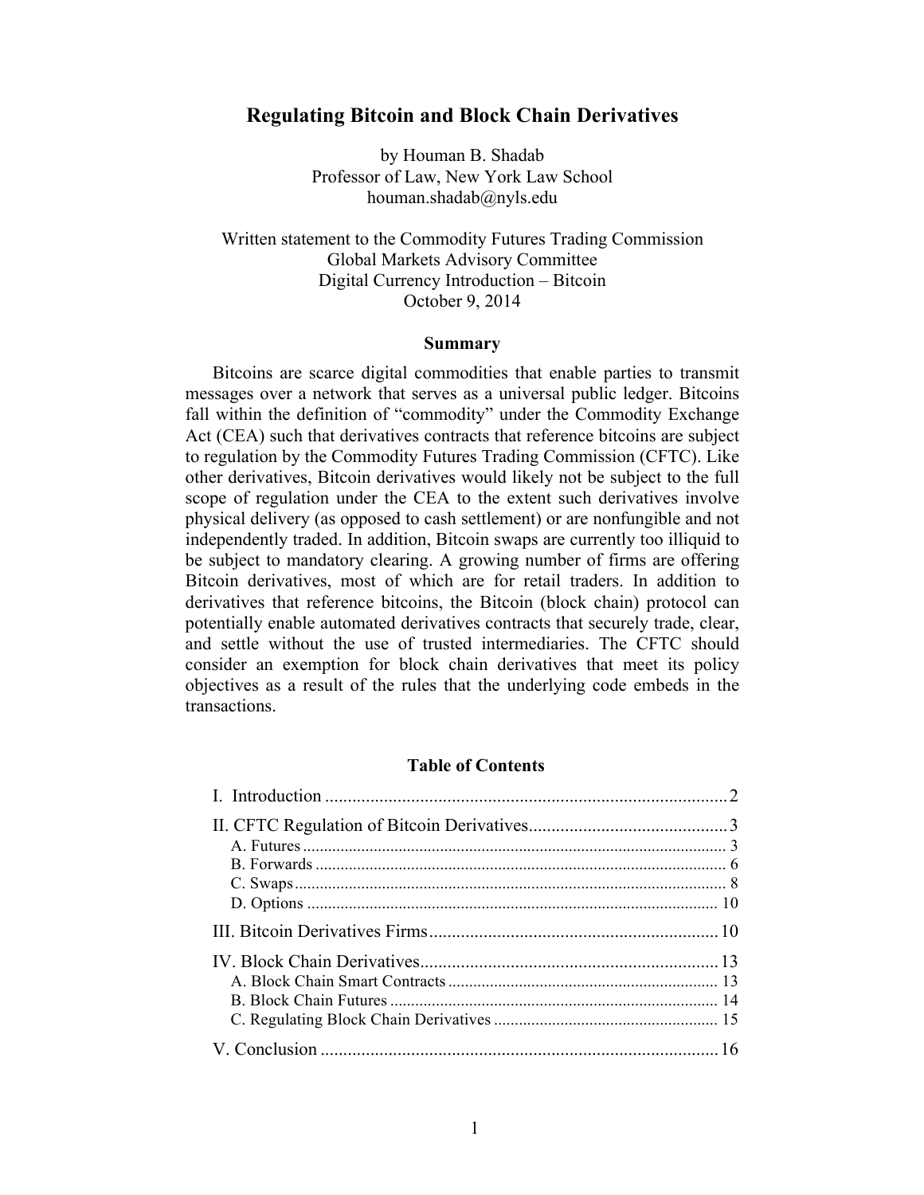# Regulating Bitcoin and Block Chain Derivatives

by Houman B. Shadab
Professor of Law, New York Law School
houman.shadab@nyls.edu

Written statement to the Commodity Futures Trading Commission
Global Markets Advisory Committee
Digital Currency Introduction – Bitcoin
October 9, 2014

## Summary

Bitcoins are scarce digital commodities that enable parties to transmit messages over a network that serves as a universal public ledger. Bitcoins fall within the definition of "commodity" under the Commodity Exchange Act (CEA) such that derivatives contracts that reference bitcoins are subject to regulation by the Commodity Futures Trading Commission (CFTC). Like other derivatives, Bitcoin derivatives would likely not be subject to the full scope of regulation under the CEA to the extent such derivatives involve physical delivery (as opposed to cash settlement) or are nonfungible and not independently traded. In addition, Bitcoin swaps are currently too illiquid to be subject to mandatory clearing. A growing number of firms are offering Bitcoin derivatives, most of which are for retail traders. In addition to derivatives that reference bitcoins, the Bitcoin (block chain) protocol can potentially enable automated derivatives contracts that securely trade, clear, and settle without the use of trusted intermediaries. The CFTC should consider an exemption for block chain derivatives that meet its policy objectives as a result of the rules that the underlying code embeds in the transactions.

## Table of Contents

- I. Introduction .......... 2
- II. CFTC Regulation of Bitcoin Derivatives .......... 3
  - A. Futures .......... 3
  - B. Forwards .......... 6
  - C. Swaps .......... 8
  - D. Options .......... 10
- III. Bitcoin Derivatives Firms .......... 10
- IV. Block Chain Derivatives .......... 13
  - A. Block Chain Smart Contracts .......... 13
  - B. Block Chain Futures .......... 14
  - C. Regulating Block Chain Derivatives .......... 15
- V. Conclusion .......... 16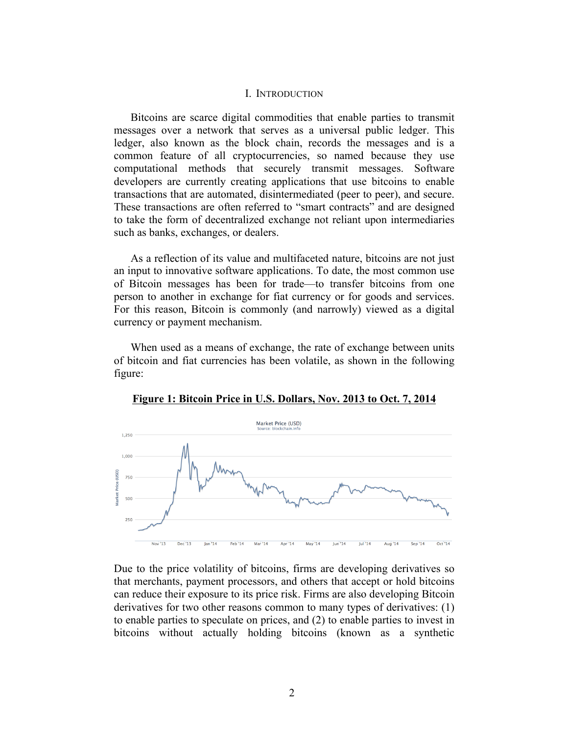# I. Introduction

Bitcoins are scarce digital commodities that enable parties to transmit messages over a network that serves as a universal public ledger. This ledger, also known as the block chain, records the messages and is a common feature of all cryptocurrencies, so named because they use computational methods that securely transmit messages. Software developers are currently creating applications that use bitcoins to enable transactions that are automated, disintermediated (peer to peer), and secure. These transactions are often referred to "smart contracts" and are designed to take the form of decentralized exchange not reliant upon intermediaries such as banks, exchanges, or dealers.

As a reflection of its value and multifaceted nature, bitcoins are not just an input to innovative software applications. To date, the most common use of Bitcoin messages has been for trade—to transfer bitcoins from one person to another in exchange for fiat currency or for goods and services. For this reason, Bitcoin is commonly (and narrowly) viewed as a digital currency or payment mechanism.

When used as a means of exchange, the rate of exchange between units of bitcoin and fiat currencies has been volatile, as shown in the following figure:

**Figure 1: Bitcoin Price in U.S. Dollars, Nov. 2013 to Oct. 7, 2014**

Due to the price volatility of bitcoins, firms are developing derivatives so that merchants, payment processors, and others that accept or hold bitcoins can reduce their exposure to its price risk. Firms are also developing Bitcoin derivatives for two other reasons common to many types of derivatives: (1) to enable parties to speculate on prices, and (2) to enable parties to invest in bitcoins without actually holding bitcoins (known as a synthetic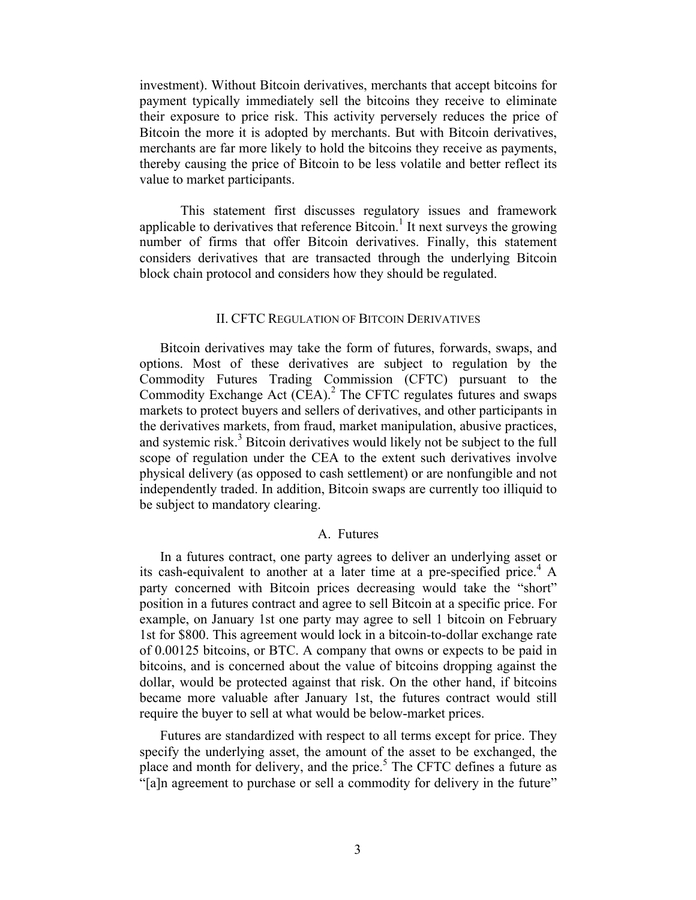investment). Without Bitcoin derivatives, merchants that accept bitcoins for payment typically immediately sell the bitcoins they receive to eliminate their exposure to price risk. This activity perversely reduces the price of Bitcoin the more it is adopted by merchants. But with Bitcoin derivatives, merchants are far more likely to hold the bitcoins they receive as payments, thereby causing the price of Bitcoin to be less volatile and better reflect its value to market participants.

This statement first discusses regulatory issues and framework applicable to derivatives that reference Bitcoin.[1] It next surveys the growing number of firms that offer Bitcoin derivatives. Finally, this statement considers derivatives that are transacted through the underlying Bitcoin block chain protocol and considers how they should be regulated.

## II. CFTC Regulation of Bitcoin Derivatives

Bitcoin derivatives may take the form of futures, forwards, swaps, and options. Most of these derivatives are subject to regulation by the Commodity Futures Trading Commission (CFTC) pursuant to the Commodity Exchange Act (CEA).[2] The CFTC regulates futures and swaps markets to protect buyers and sellers of derivatives, and other participants in the derivatives markets, from fraud, market manipulation, abusive practices, and systemic risk.[3] Bitcoin derivatives would likely not be subject to the full scope of regulation under the CEA to the extent such derivatives involve physical delivery (as opposed to cash settlement) or are nonfungible and not independently traded. In addition, Bitcoin swaps are currently too illiquid to be subject to mandatory clearing.

### A. Futures

In a futures contract, one party agrees to deliver an underlying asset or its cash-equivalent to another at a later time at a pre-specified price.[4] A party concerned with Bitcoin prices decreasing would take the "short" position in a futures contract and agree to sell Bitcoin at a specific price. For example, on January 1st one party may agree to sell 1 bitcoin on February 1st for $800. This agreement would lock in a bitcoin-to-dollar exchange rate of 0.00125 bitcoins, or BTC. A company that owns or expects to be paid in bitcoins, and is concerned about the value of bitcoins dropping against the dollar, would be protected against that risk. On the other hand, if bitcoins became more valuable after January 1st, the futures contract would still require the buyer to sell at what would be below-market prices.

Futures are standardized with respect to all terms except for price. They specify the underlying asset, the amount of the asset to be exchanged, the place and month for delivery, and the price.[5] The CFTC defines a future as "[a]n agreement to purchase or sell a commodity for delivery in the future"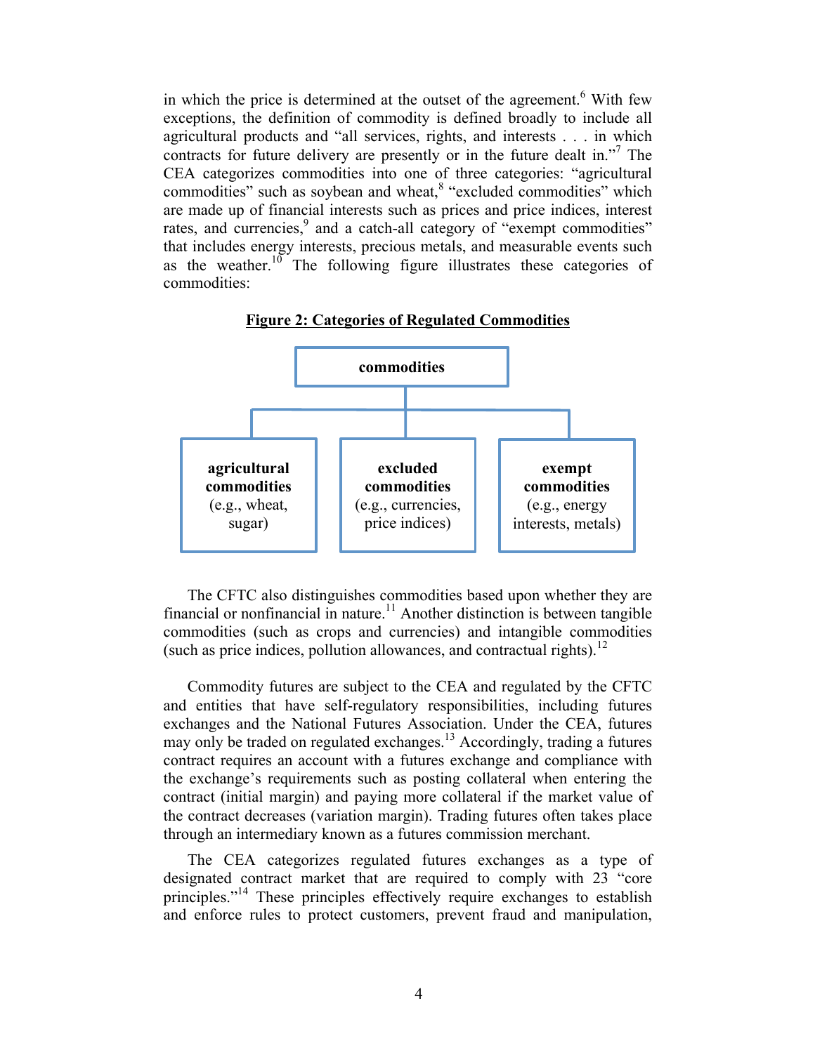in which the price is determined at the outset of the agreement.[6] With few exceptions, the definition of commodity is defined broadly to include all agricultural products and "all services, rights, and interests . . . in which contracts for future delivery are presently or in the future dealt in."[7] The CEA categorizes commodities into one of three categories: "agricultural commodities" such as soybean and wheat,[8] "excluded commodities" which are made up of financial interests such as prices and price indices, interest rates, and currencies,[9] and a catch-all category of "exempt commodities" that includes energy interests, precious metals, and measurable events such as the weather.[10] The following figure illustrates these categories of commodities:

**Figure 2: Categories of Regulated Commodities**

- **commodities**
  - **agricultural commodities** (e.g., wheat, sugar)
  - **excluded commodities** (e.g., currencies, price indices)
  - **exempt commodities** (e.g., energy interests, metals)

The CFTC also distinguishes commodities based upon whether they are financial or nonfinancial in nature.[11] Another distinction is between tangible commodities (such as crops and currencies) and intangible commodities (such as price indices, pollution allowances, and contractual rights).[12]

Commodity futures are subject to the CEA and regulated by the CFTC and entities that have self-regulatory responsibilities, including futures exchanges and the National Futures Association. Under the CEA, futures may only be traded on regulated exchanges.[13] Accordingly, trading a futures contract requires an account with a futures exchange and compliance with the exchange's requirements such as posting collateral when entering the contract (initial margin) and paying more collateral if the market value of the contract decreases (variation margin). Trading futures often takes place through an intermediary known as a futures commission merchant.

The CEA categorizes regulated futures exchanges as a type of designated contract market that are required to comply with 23 "core principles."[14] These principles effectively require exchanges to establish and enforce rules to protect customers, prevent fraud and manipulation,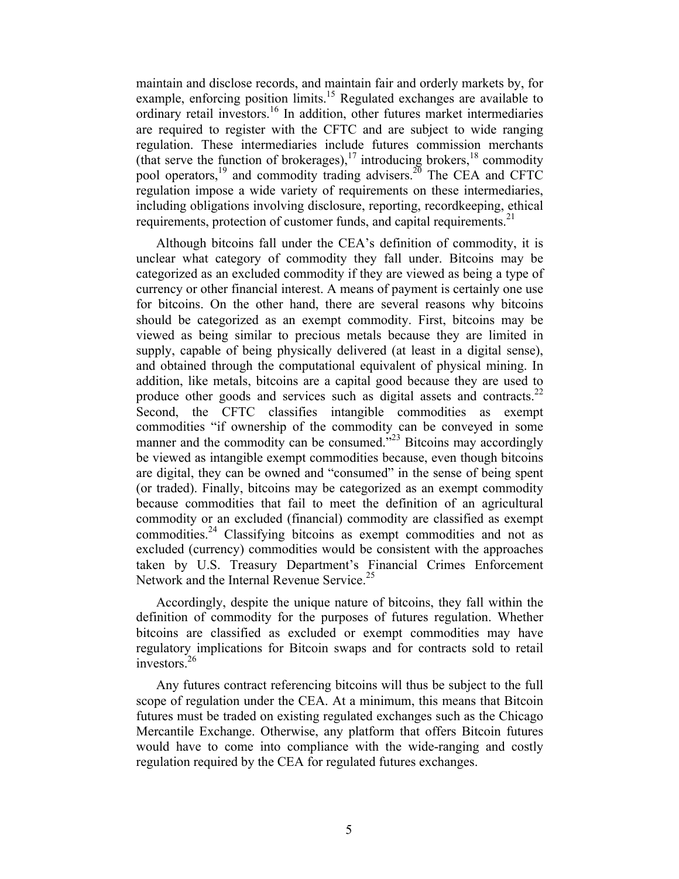maintain and disclose records, and maintain fair and orderly markets by, for example, enforcing position limits.[15] Regulated exchanges are available to ordinary retail investors.[16] In addition, other futures market intermediaries are required to register with the CFTC and are subject to wide ranging regulation. These intermediaries include futures commission merchants (that serve the function of brokerages),[17] introducing brokers,[18] commodity pool operators,[19] and commodity trading advisers.[20] The CEA and CFTC regulation impose a wide variety of requirements on these intermediaries, including obligations involving disclosure, reporting, recordkeeping, ethical requirements, protection of customer funds, and capital requirements.[21]

Although bitcoins fall under the CEA's definition of commodity, it is unclear what category of commodity they fall under. Bitcoins may be categorized as an excluded commodity if they are viewed as being a type of currency or other financial interest. A means of payment is certainly one use for bitcoins. On the other hand, there are several reasons why bitcoins should be categorized as an exempt commodity. First, bitcoins may be viewed as being similar to precious metals because they are limited in supply, capable of being physically delivered (at least in a digital sense), and obtained through the computational equivalent of physical mining. In addition, like metals, bitcoins are a capital good because they are used to produce other goods and services such as digital assets and contracts.[22] Second, the CFTC classifies intangible commodities as exempt commodities "if ownership of the commodity can be conveyed in some manner and the commodity can be consumed."[23] Bitcoins may accordingly be viewed as intangible exempt commodities because, even though bitcoins are digital, they can be owned and "consumed" in the sense of being spent (or traded). Finally, bitcoins may be categorized as an exempt commodity because commodities that fail to meet the definition of an agricultural commodity or an excluded (financial) commodity are classified as exempt commodities.[24] Classifying bitcoins as exempt commodities and not as excluded (currency) commodities would be consistent with the approaches taken by U.S. Treasury Department's Financial Crimes Enforcement Network and the Internal Revenue Service.[25]

Accordingly, despite the unique nature of bitcoins, they fall within the definition of commodity for the purposes of futures regulation. Whether bitcoins are classified as excluded or exempt commodities may have regulatory implications for Bitcoin swaps and for contracts sold to retail investors.[26]

Any futures contract referencing bitcoins will thus be subject to the full scope of regulation under the CEA. At a minimum, this means that Bitcoin futures must be traded on existing regulated exchanges such as the Chicago Mercantile Exchange. Otherwise, any platform that offers Bitcoin futures would have to come into compliance with the wide-ranging and costly regulation required by the CEA for regulated futures exchanges.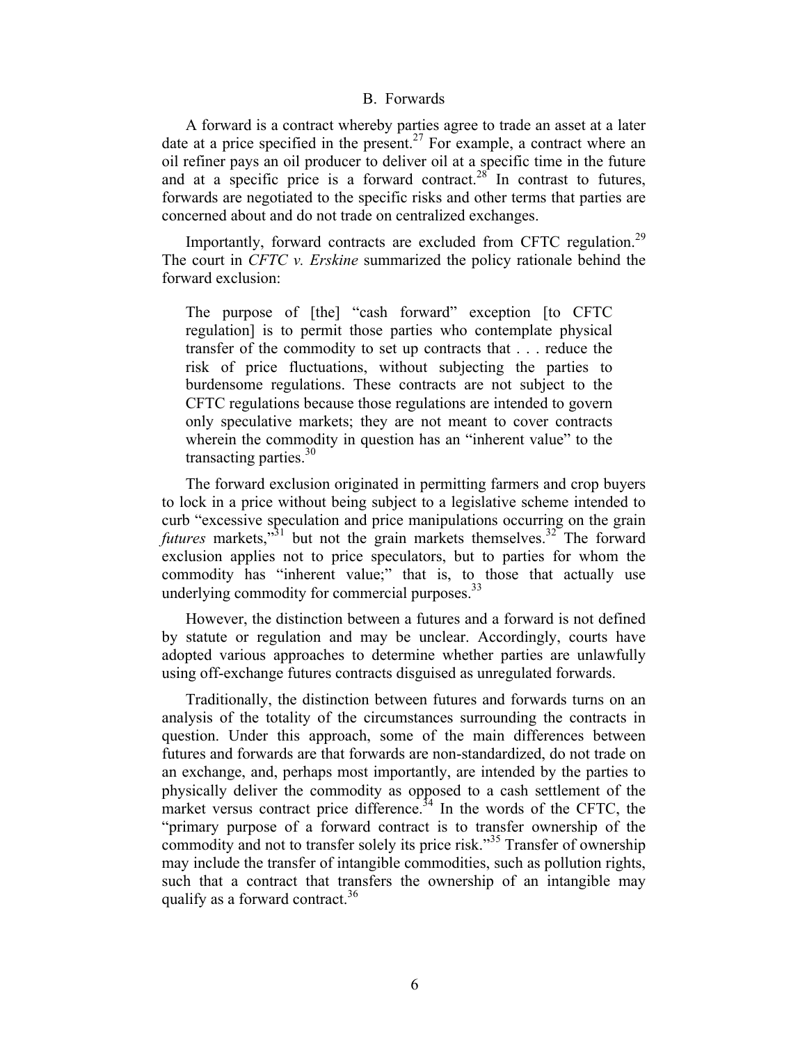### B. Forwards

A forward is a contract whereby parties agree to trade an asset at a later date at a price specified in the present.[27] For example, a contract where an oil refiner pays an oil producer to deliver oil at a specific time in the future and at a specific price is a forward contract.[28] In contrast to futures, forwards are negotiated to the specific risks and other terms that parties are concerned about and do not trade on centralized exchanges.

Importantly, forward contracts are excluded from CFTC regulation.[29] The court in *CFTC v. Erskine* summarized the policy rationale behind the forward exclusion:

> The purpose of [the] "cash forward" exception [to CFTC regulation] is to permit those parties who contemplate physical transfer of the commodity to set up contracts that . . . reduce the risk of price fluctuations, without subjecting the parties to burdensome regulations. These contracts are not subject to the CFTC regulations because those regulations are intended to govern only speculative markets; they are not meant to cover contracts wherein the commodity in question has an "inherent value" to the transacting parties.[30]

The forward exclusion originated in permitting farmers and crop buyers to lock in a price without being subject to a legislative scheme intended to curb "excessive speculation and price manipulations occurring on the grain *futures* markets,"[31] but not the grain markets themselves.[32] The forward exclusion applies not to price speculators, but to parties for whom the commodity has "inherent value;" that is, to those that actually use underlying commodity for commercial purposes.[33]

However, the distinction between a futures and a forward is not defined by statute or regulation and may be unclear. Accordingly, courts have adopted various approaches to determine whether parties are unlawfully using off-exchange futures contracts disguised as unregulated forwards.

Traditionally, the distinction between futures and forwards turns on an analysis of the totality of the circumstances surrounding the contracts in question. Under this approach, some of the main differences between futures and forwards are that forwards are non-standardized, do not trade on an exchange, and, perhaps most importantly, are intended by the parties to physically deliver the commodity as opposed to a cash settlement of the market versus contract price difference.[34] In the words of the CFTC, the "primary purpose of a forward contract is to transfer ownership of the commodity and not to transfer solely its price risk."[35] Transfer of ownership may include the transfer of intangible commodities, such as pollution rights, such that a contract that transfers the ownership of an intangible may qualify as a forward contract.[36]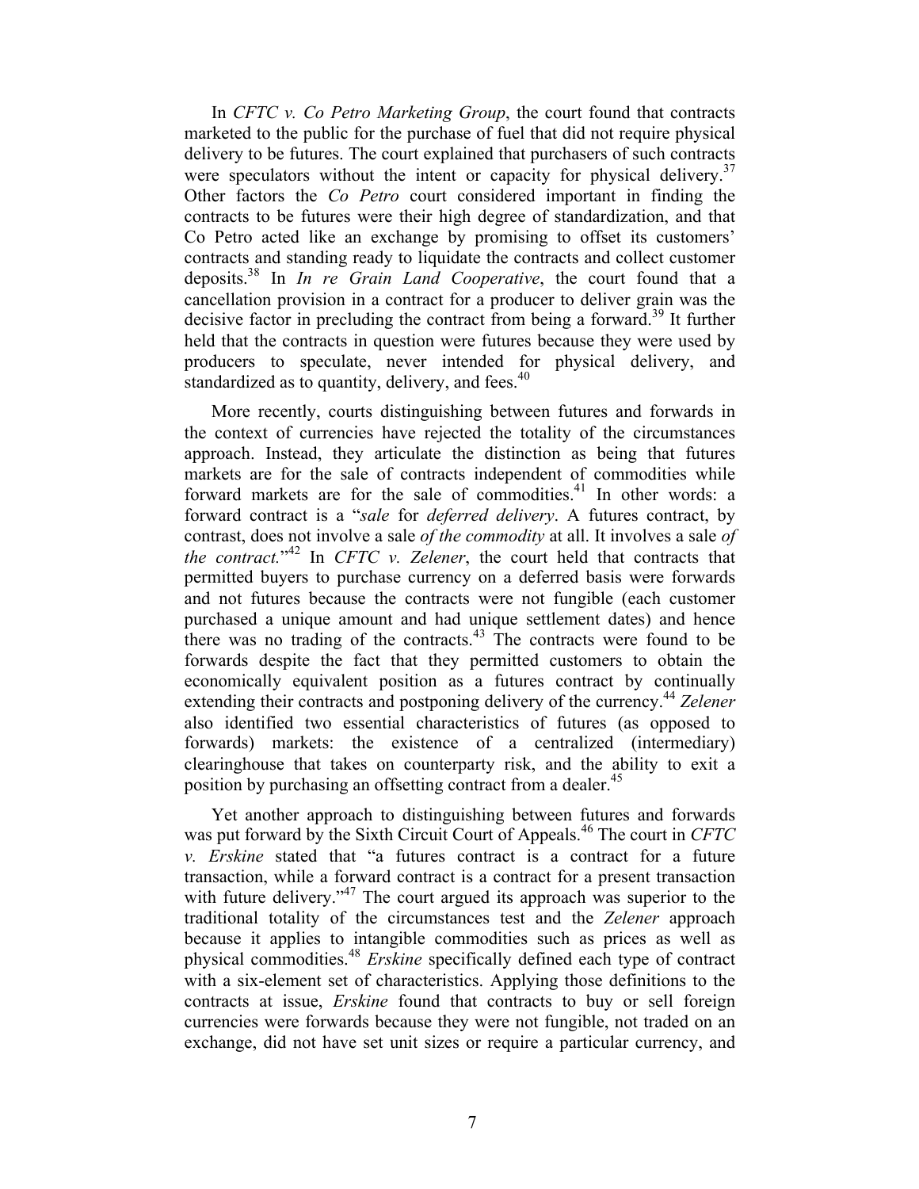In *CFTC v. Co Petro Marketing Group*, the court found that contracts marketed to the public for the purchase of fuel that did not require physical delivery to be futures. The court explained that purchasers of such contracts were speculators without the intent or capacity for physical delivery.[37] Other factors the *Co Petro* court considered important in finding the contracts to be futures were their high degree of standardization, and that Co Petro acted like an exchange by promising to offset its customers' contracts and standing ready to liquidate the contracts and collect customer deposits.[38] In *In re Grain Land Cooperative*, the court found that a cancellation provision in a contract for a producer to deliver grain was the decisive factor in precluding the contract from being a forward.[39] It further held that the contracts in question were futures because they were used by producers to speculate, never intended for physical delivery, and standardized as to quantity, delivery, and fees.[40]

More recently, courts distinguishing between futures and forwards in the context of currencies have rejected the totality of the circumstances approach. Instead, they articulate the distinction as being that futures markets are for the sale of contracts independent of commodities while forward markets are for the sale of commodities.[41] In other words: a forward contract is a "*sale* for *deferred delivery*. A futures contract, by contrast, does not involve a sale *of the commodity* at all. It involves a sale *of the contract.*"[42] In *CFTC v. Zelener*, the court held that contracts that permitted buyers to purchase currency on a deferred basis were forwards and not futures because the contracts were not fungible (each customer purchased a unique amount and had unique settlement dates) and hence there was no trading of the contracts.[43] The contracts were found to be forwards despite the fact that they permitted customers to obtain the economically equivalent position as a futures contract by continually extending their contracts and postponing delivery of the currency.[44] *Zelener* also identified two essential characteristics of futures (as opposed to forwards) markets: the existence of a centralized (intermediary) clearinghouse that takes on counterparty risk, and the ability to exit a position by purchasing an offsetting contract from a dealer.[45]

Yet another approach to distinguishing between futures and forwards was put forward by the Sixth Circuit Court of Appeals.[46] The court in *CFTC v. Erskine* stated that "a futures contract is a contract for a future transaction, while a forward contract is a contract for a present transaction with future delivery."[47] The court argued its approach was superior to the traditional totality of the circumstances test and the *Zelener* approach because it applies to intangible commodities such as prices as well as physical commodities.[48] *Erskine* specifically defined each type of contract with a six-element set of characteristics. Applying those definitions to the contracts at issue, *Erskine* found that contracts to buy or sell foreign currencies were forwards because they were not fungible, not traded on an exchange, did not have set unit sizes or require a particular currency, and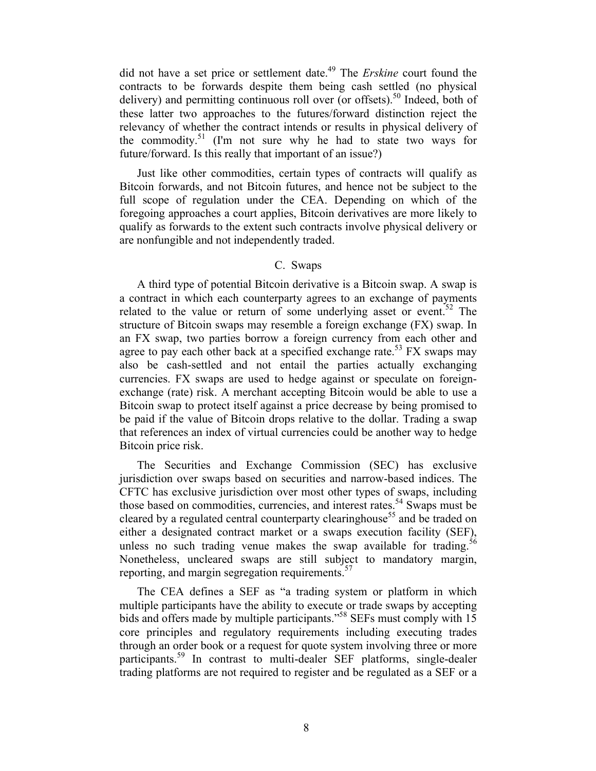did not have a set price or settlement date.[49] The *Erskine* court found the contracts to be forwards despite them being cash settled (no physical delivery) and permitting continuous roll over (or offsets).[50] Indeed, both of these latter two approaches to the futures/forward distinction reject the relevancy of whether the contract intends or results in physical delivery of the commodity.[51] (I'm not sure why he had to state two ways for future/forward. Is this really that important of an issue?)

Just like other commodities, certain types of contracts will qualify as Bitcoin forwards, and not Bitcoin futures, and hence not be subject to the full scope of regulation under the CEA. Depending on which of the foregoing approaches a court applies, Bitcoin derivatives are more likely to qualify as forwards to the extent such contracts involve physical delivery or are nonfungible and not independently traded.

### C. Swaps

A third type of potential Bitcoin derivative is a Bitcoin swap. A swap is a contract in which each counterparty agrees to an exchange of payments related to the value or return of some underlying asset or event.[52] The structure of Bitcoin swaps may resemble a foreign exchange (FX) swap. In an FX swap, two parties borrow a foreign currency from each other and agree to pay each other back at a specified exchange rate.[53] FX swaps may also be cash-settled and not entail the parties actually exchanging currencies. FX swaps are used to hedge against or speculate on foreign-exchange (rate) risk. A merchant accepting Bitcoin would be able to use a Bitcoin swap to protect itself against a price decrease by being promised to be paid if the value of Bitcoin drops relative to the dollar. Trading a swap that references an index of virtual currencies could be another way to hedge Bitcoin price risk.

The Securities and Exchange Commission (SEC) has exclusive jurisdiction over swaps based on securities and narrow-based indices. The CFTC has exclusive jurisdiction over most other types of swaps, including those based on commodities, currencies, and interest rates.[54] Swaps must be cleared by a regulated central counterparty clearinghouse[55] and be traded on either a designated contract market or a swaps execution facility (SEF), unless no such trading venue makes the swap available for trading.[56] Nonetheless, uncleared swaps are still subject to mandatory margin, reporting, and margin segregation requirements.[57]

The CEA defines a SEF as "a trading system or platform in which multiple participants have the ability to execute or trade swaps by accepting bids and offers made by multiple participants."[58] SEFs must comply with 15 core principles and regulatory requirements including executing trades through an order book or a request for quote system involving three or more participants.[59] In contrast to multi-dealer SEF platforms, single-dealer trading platforms are not required to register and be regulated as a SEF or a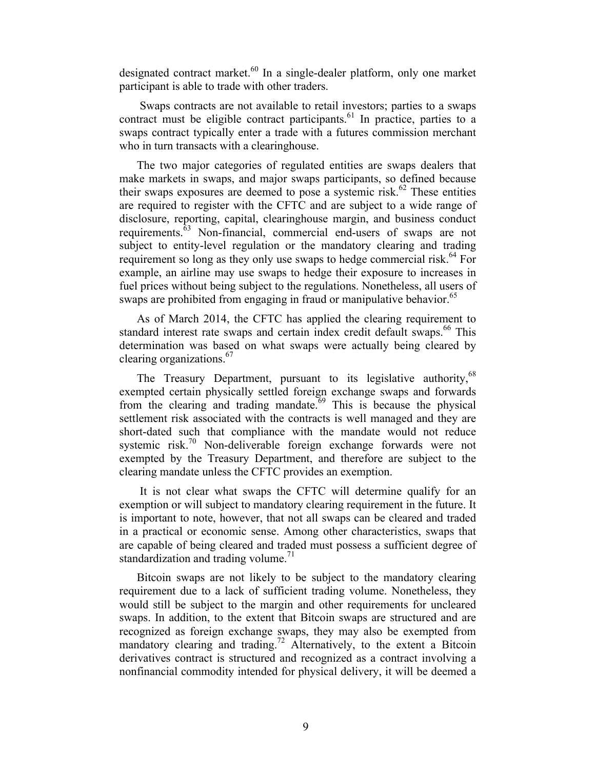designated contract market.[60] In a single-dealer platform, only one market participant is able to trade with other traders.

Swaps contracts are not available to retail investors; parties to a swaps contract must be eligible contract participants.[61] In practice, parties to a swaps contract typically enter a trade with a futures commission merchant who in turn transacts with a clearinghouse.

The two major categories of regulated entities are swaps dealers that make markets in swaps, and major swaps participants, so defined because their swaps exposures are deemed to pose a systemic risk.[62] These entities are required to register with the CFTC and are subject to a wide range of disclosure, reporting, capital, clearinghouse margin, and business conduct requirements.[63] Non-financial, commercial end-users of swaps are not subject to entity-level regulation or the mandatory clearing and trading requirement so long as they only use swaps to hedge commercial risk.[64] For example, an airline may use swaps to hedge their exposure to increases in fuel prices without being subject to the regulations. Nonetheless, all users of swaps are prohibited from engaging in fraud or manipulative behavior.[65]

As of March 2014, the CFTC has applied the clearing requirement to standard interest rate swaps and certain index credit default swaps.[66] This determination was based on what swaps were actually being cleared by clearing organizations.[67]

The Treasury Department, pursuant to its legislative authority,[68] exempted certain physically settled foreign exchange swaps and forwards from the clearing and trading mandate.[69] This is because the physical settlement risk associated with the contracts is well managed and they are short-dated such that compliance with the mandate would not reduce systemic risk.[70] Non-deliverable foreign exchange forwards were not exempted by the Treasury Department, and therefore are subject to the clearing mandate unless the CFTC provides an exemption.

It is not clear what swaps the CFTC will determine qualify for an exemption or will subject to mandatory clearing requirement in the future. It is important to note, however, that not all swaps can be cleared and traded in a practical or economic sense. Among other characteristics, swaps that are capable of being cleared and traded must possess a sufficient degree of standardization and trading volume.[71]

Bitcoin swaps are not likely to be subject to the mandatory clearing requirement due to a lack of sufficient trading volume. Nonetheless, they would still be subject to the margin and other requirements for uncleared swaps. In addition, to the extent that Bitcoin swaps are structured and are recognized as foreign exchange swaps, they may also be exempted from mandatory clearing and trading.[72] Alternatively, to the extent a Bitcoin derivatives contract is structured and recognized as a contract involving a nonfinancial commodity intended for physical delivery, it will be deemed a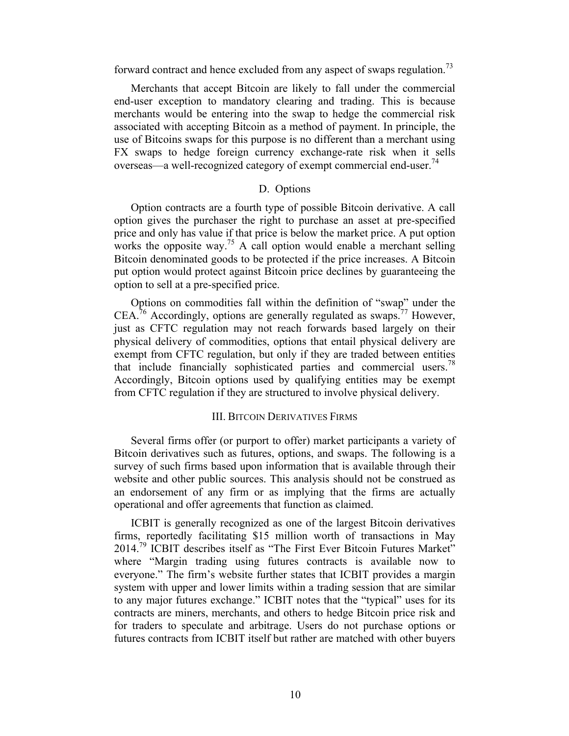forward contract and hence excluded from any aspect of swaps regulation.[73]

Merchants that accept Bitcoin are likely to fall under the commercial end-user exception to mandatory clearing and trading. This is because merchants would be entering into the swap to hedge the commercial risk associated with accepting Bitcoin as a method of payment. In principle, the use of Bitcoins swaps for this purpose is no different than a merchant using FX swaps to hedge foreign currency exchange-rate risk when it sells overseas—a well-recognized category of exempt commercial end-user.[74]

### D. Options

Option contracts are a fourth type of possible Bitcoin derivative. A call option gives the purchaser the right to purchase an asset at pre-specified price and only has value if that price is below the market price. A put option works the opposite way.[75] A call option would enable a merchant selling Bitcoin denominated goods to be protected if the price increases. A Bitcoin put option would protect against Bitcoin price declines by guaranteeing the option to sell at a pre-specified price.

Options on commodities fall within the definition of "swap" under the CEA.[76] Accordingly, options are generally regulated as swaps.[77] However, just as CFTC regulation may not reach forwards based largely on their physical delivery of commodities, options that entail physical delivery are exempt from CFTC regulation, but only if they are traded between entities that include financially sophisticated parties and commercial users.[78] Accordingly, Bitcoin options used by qualifying entities may be exempt from CFTC regulation if they are structured to involve physical delivery.

## III. Bitcoin Derivatives Firms

Several firms offer (or purport to offer) market participants a variety of Bitcoin derivatives such as futures, options, and swaps. The following is a survey of such firms based upon information that is available through their website and other public sources. This analysis should not be construed as an endorsement of any firm or as implying that the firms are actually operational and offer agreements that function as claimed.

ICBIT is generally recognized as one of the largest Bitcoin derivatives firms, reportedly facilitating $15 million worth of transactions in May 2014.[79] ICBIT describes itself as "The First Ever Bitcoin Futures Market" where "Margin trading using futures contracts is available now to everyone." The firm's website further states that ICBIT provides a margin system with upper and lower limits within a trading session that are similar to any major futures exchange." ICBIT notes that the "typical" uses for its contracts are miners, merchants, and others to hedge Bitcoin price risk and for traders to speculate and arbitrage. Users do not purchase options or futures contracts from ICBIT itself but rather are matched with other buyers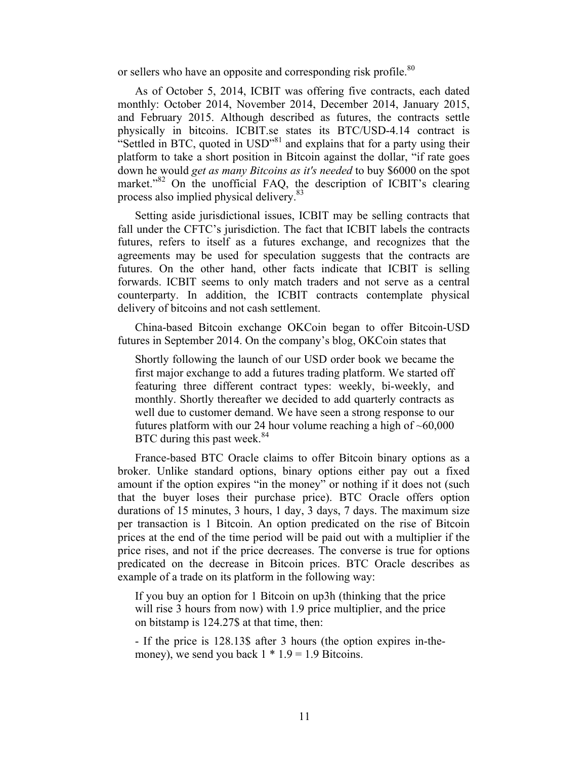or sellers who have an opposite and corresponding risk profile.[80]

As of October 5, 2014, ICBIT was offering five contracts, each dated monthly: October 2014, November 2014, December 2014, January 2015, and February 2015. Although described as futures, the contracts settle physically in bitcoins. ICBIT.se states its BTC/USD-4.14 contract is "Settled in BTC, quoted in USD"[81] and explains that for a party using their platform to take a short position in Bitcoin against the dollar, "if rate goes down he would *get as many Bitcoins as it's needed* to buy $6000 on the spot market."[82] On the unofficial FAQ, the description of ICBIT's clearing process also implied physical delivery.[83]

Setting aside jurisdictional issues, ICBIT may be selling contracts that fall under the CFTC's jurisdiction. The fact that ICBIT labels the contracts futures, refers to itself as a futures exchange, and recognizes that the agreements may be used for speculation suggests that the contracts are futures. On the other hand, other facts indicate that ICBIT is selling forwards. ICBIT seems to only match traders and not serve as a central counterparty. In addition, the ICBIT contracts contemplate physical delivery of bitcoins and not cash settlement.

China-based Bitcoin exchange OKCoin began to offer Bitcoin-USD futures in September 2014. On the company's blog, OKCoin states that

> Shortly following the launch of our USD order book we became the first major exchange to add a futures trading platform. We started off featuring three different contract types: weekly, bi-weekly, and monthly. Shortly thereafter we decided to add quarterly contracts as well due to customer demand. We have seen a strong response to our futures platform with our 24 hour volume reaching a high of ~60,000 BTC during this past week.[84]

France-based BTC Oracle claims to offer Bitcoin binary options as a broker. Unlike standard options, binary options either pay out a fixed amount if the option expires "in the money" or nothing if it does not (such that the buyer loses their purchase price). BTC Oracle offers option durations of 15 minutes, 3 hours, 1 day, 3 days, 7 days. The maximum size per transaction is 1 Bitcoin. An option predicated on the rise of Bitcoin prices at the end of the time period will be paid out with a multiplier if the price rises, and not if the price decreases. The converse is true for options predicated on the decrease in Bitcoin prices. BTC Oracle describes as example of a trade on its platform in the following way:

> If you buy an option for 1 Bitcoin on up3h (thinking that the price will rise 3 hours from now) with 1.9 price multiplier, and the price on bitstamp is 124.27$ at that time, then:
>
> - If the price is 128.13$ after 3 hours (the option expires in-the-money), we send you back 1 * 1.9 = 1.9 Bitcoins.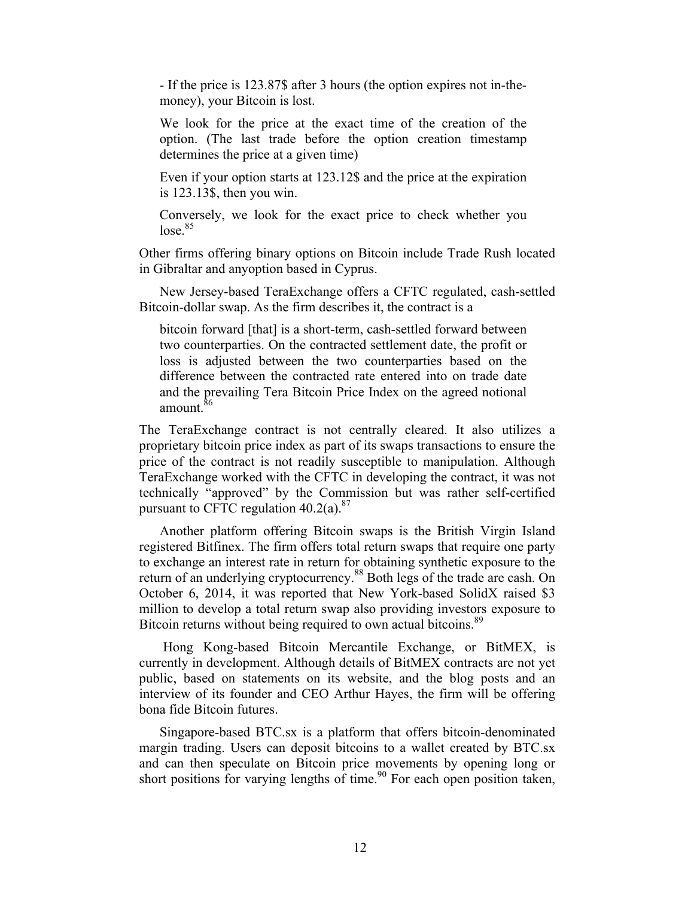- If the price is 123.87$ after 3 hours (the option expires not in-the-money), your Bitcoin is lost.

> We look for the price at the exact time of the creation of the option. (The last trade before the option creation timestamp determines the price at a given time)
>
> Even if your option starts at 123.12$ and the price at the expiration is 123.13$, then you win.
>
> Conversely, we look for the exact price to check whether you lose.[85]

Other firms offering binary options on Bitcoin include Trade Rush located in Gibraltar and anyoption based in Cyprus.

New Jersey-based TeraExchange offers a CFTC regulated, cash-settled Bitcoin-dollar swap. As the firm describes it, the contract is a

> bitcoin forward [that] is a short-term, cash-settled forward between two counterparties. On the contracted settlement date, the profit or loss is adjusted between the two counterparties based on the difference between the contracted rate entered into on trade date and the prevailing Tera Bitcoin Price Index on the agreed notional amount.[86]

The TeraExchange contract is not centrally cleared. It also utilizes a proprietary bitcoin price index as part of its swaps transactions to ensure the price of the contract is not readily susceptible to manipulation. Although TeraExchange worked with the CFTC in developing the contract, it was not technically "approved" by the Commission but was rather self-certified pursuant to CFTC regulation 40.2(a).[87]

Another platform offering Bitcoin swaps is the British Virgin Island registered Bitfinex. The firm offers total return swaps that require one party to exchange an interest rate in return for obtaining synthetic exposure to the return of an underlying cryptocurrency.[88] Both legs of the trade are cash. On October 6, 2014, it was reported that New York-based SolidX raised $3 million to develop a total return swap also providing investors exposure to Bitcoin returns without being required to own actual bitcoins.[89]

Hong Kong-based Bitcoin Mercantile Exchange, or BitMEX, is currently in development. Although details of BitMEX contracts are not yet public, based on statements on its website, and the blog posts and an interview of its founder and CEO Arthur Hayes, the firm will be offering bona fide Bitcoin futures.

Singapore-based BTC.sx is a platform that offers bitcoin-denominated margin trading. Users can deposit bitcoins to a wallet created by BTC.sx and can then speculate on Bitcoin price movements by opening long or short positions for varying lengths of time.[90] For each open position taken,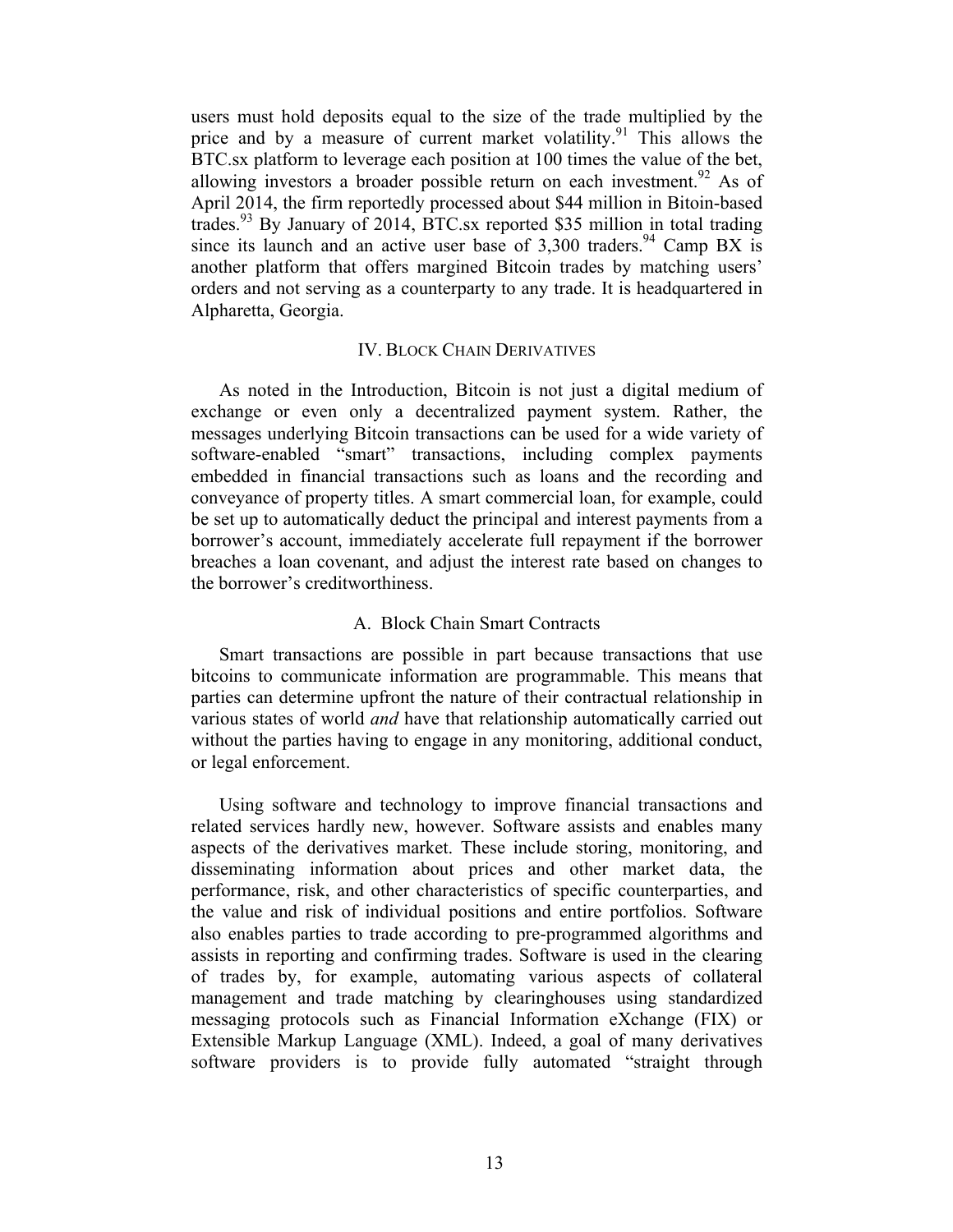users must hold deposits equal to the size of the trade multiplied by the price and by a measure of current market volatility.[91] This allows the BTC.sx platform to leverage each position at 100 times the value of the bet, allowing investors a broader possible return on each investment.[92] As of April 2014, the firm reportedly processed about $44 million in Bitoin-based trades.[93] By January of 2014, BTC.sx reported $35 million in total trading since its launch and an active user base of 3,300 traders.[94] Camp BX is another platform that offers margined Bitcoin trades by matching users' orders and not serving as a counterparty to any trade. It is headquartered in Alpharetta, Georgia.

## IV. Block Chain Derivatives

As noted in the Introduction, Bitcoin is not just a digital medium of exchange or even only a decentralized payment system. Rather, the messages underlying Bitcoin transactions can be used for a wide variety of software-enabled "smart" transactions, including complex payments embedded in financial transactions such as loans and the recording and conveyance of property titles. A smart commercial loan, for example, could be set up to automatically deduct the principal and interest payments from a borrower's account, immediately accelerate full repayment if the borrower breaches a loan covenant, and adjust the interest rate based on changes to the borrower's creditworthiness.

### A. Block Chain Smart Contracts

Smart transactions are possible in part because transactions that use bitcoins to communicate information are programmable. This means that parties can determine upfront the nature of their contractual relationship in various states of world *and* have that relationship automatically carried out without the parties having to engage in any monitoring, additional conduct, or legal enforcement.

Using software and technology to improve financial transactions and related services hardly new, however. Software assists and enables many aspects of the derivatives market. These include storing, monitoring, and disseminating information about prices and other market data, the performance, risk, and other characteristics of specific counterparties, and the value and risk of individual positions and entire portfolios. Software also enables parties to trade according to pre-programmed algorithms and assists in reporting and confirming trades. Software is used in the clearing of trades by, for example, automating various aspects of collateral management and trade matching by clearinghouses using standardized messaging protocols such as Financial Information eXchange (FIX) or Extensible Markup Language (XML). Indeed, a goal of many derivatives software providers is to provide fully automated "straight through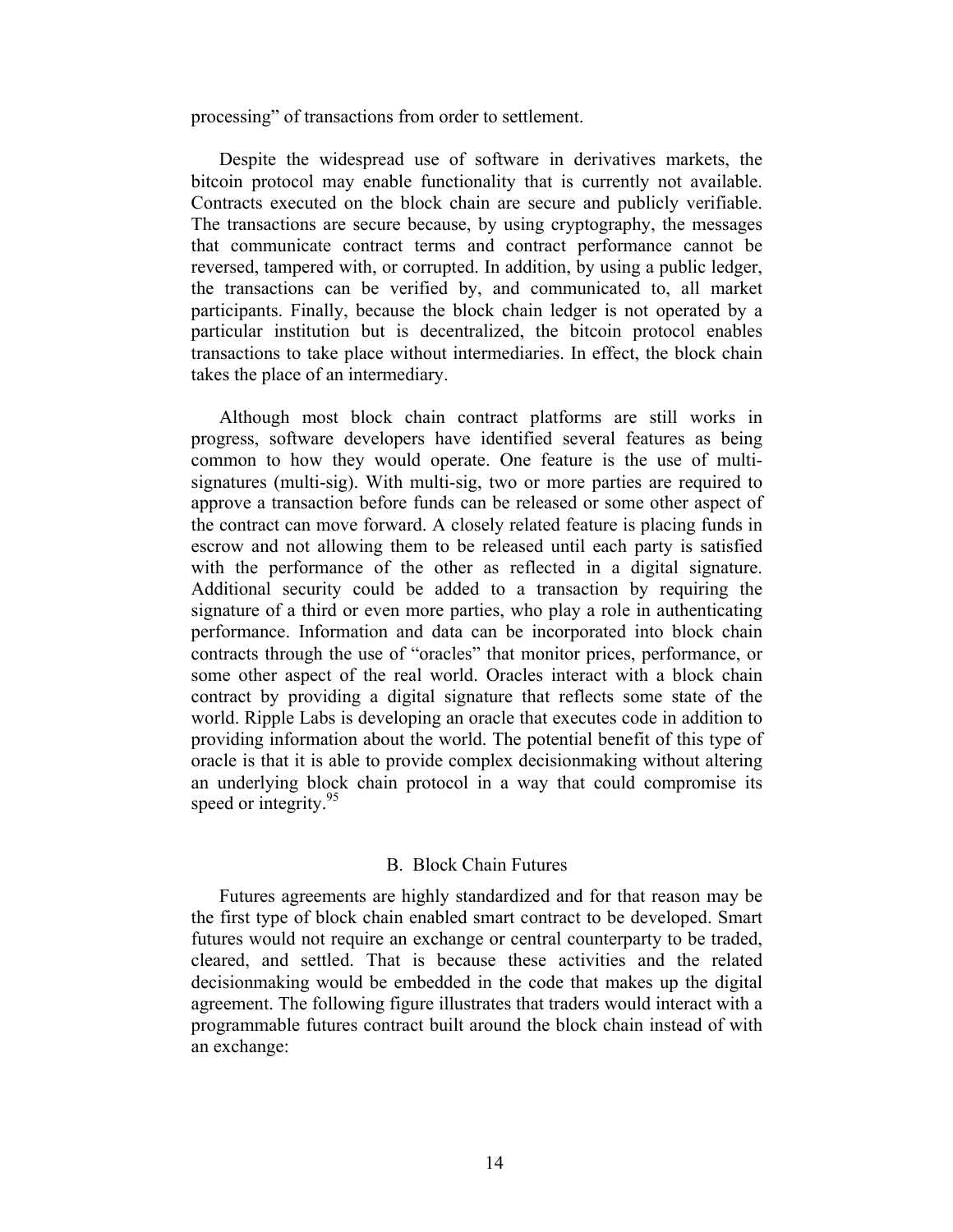processing” of transactions from order to settlement.

Despite the widespread use of software in derivatives markets, the bitcoin protocol may enable functionality that is currently not available. Contracts executed on the block chain are secure and publicly verifiable. The transactions are secure because, by using cryptography, the messages that communicate contract terms and contract performance cannot be reversed, tampered with, or corrupted. In addition, by using a public ledger, the transactions can be verified by, and communicated to, all market participants. Finally, because the block chain ledger is not operated by a particular institution but is decentralized, the bitcoin protocol enables transactions to take place without intermediaries. In effect, the block chain takes the place of an intermediary.

Although most block chain contract platforms are still works in progress, software developers have identified several features as being common to how they would operate. One feature is the use of multi-signatures (multi-sig). With multi-sig, two or more parties are required to approve a transaction before funds can be released or some other aspect of the contract can move forward. A closely related feature is placing funds in escrow and not allowing them to be released until each party is satisfied with the performance of the other as reflected in a digital signature. Additional security could be added to a transaction by requiring the signature of a third or even more parties, who play a role in authenticating performance. Information and data can be incorporated into block chain contracts through the use of “oracles” that monitor prices, performance, or some other aspect of the real world. Oracles interact with a block chain contract by providing a digital signature that reflects some state of the world. Ripple Labs is developing an oracle that executes code in addition to providing information about the world. The potential benefit of this type of oracle is that it is able to provide complex decisionmaking without altering an underlying block chain protocol in a way that could compromise its speed or integrity.[95]

## B. Block Chain Futures

Futures agreements are highly standardized and for that reason may be the first type of block chain enabled smart contract to be developed. Smart futures would not require an exchange or central counterparty to be traded, cleared, and settled. That is because these activities and the related decisionmaking would be embedded in the code that makes up the digital agreement. The following figure illustrates that traders would interact with a programmable futures contract built around the block chain instead of with an exchange: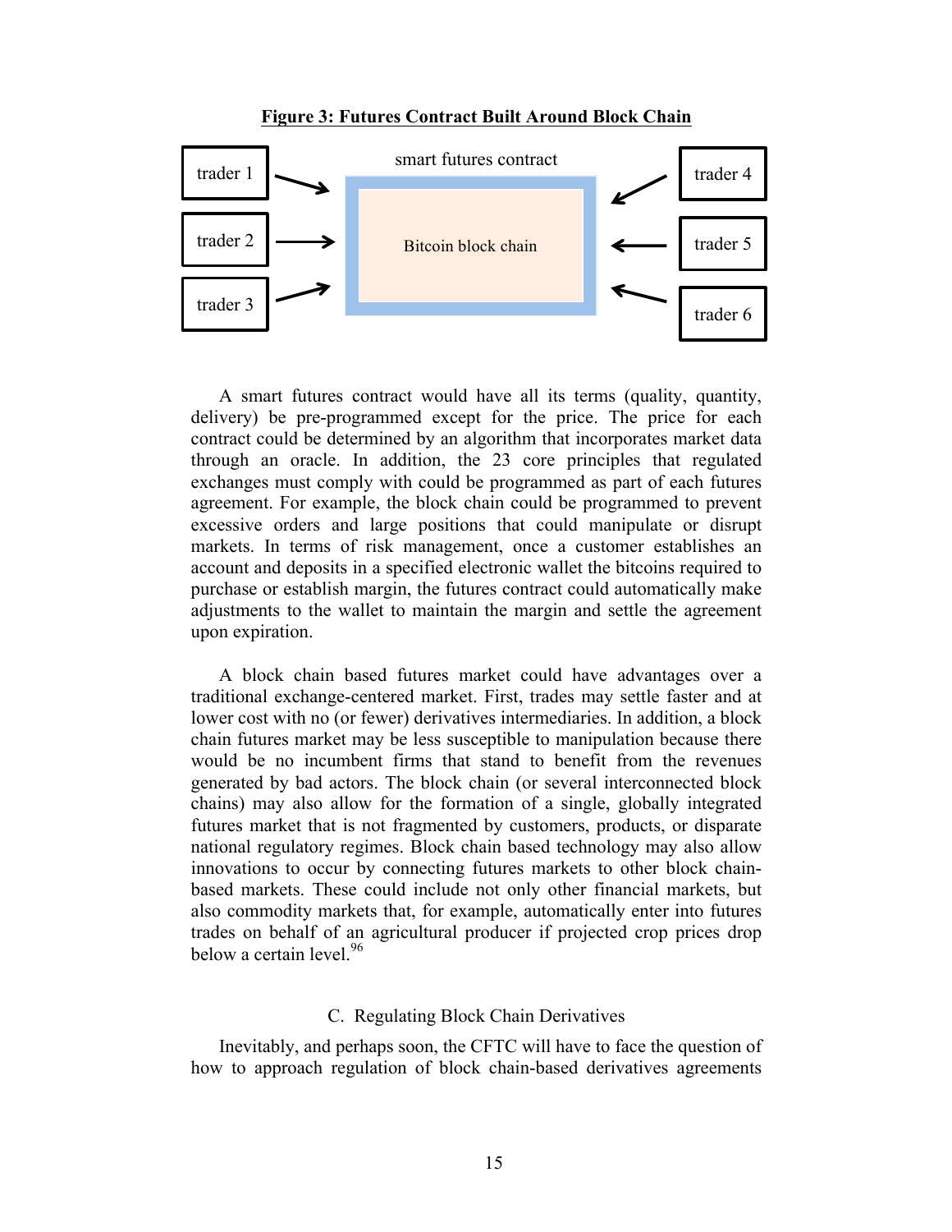**Figure 3: Futures Contract Built Around Block Chain**

A smart futures contract would have all its terms (quality, quantity, delivery) be pre-programmed except for the price. The price for each contract could be determined by an algorithm that incorporates market data through an oracle. In addition, the 23 core principles that regulated exchanges must comply with could be programmed as part of each futures agreement. For example, the block chain could be programmed to prevent excessive orders and large positions that could manipulate or disrupt markets. In terms of risk management, once a customer establishes an account and deposits in a specified electronic wallet the bitcoins required to purchase or establish margin, the futures contract could automatically make adjustments to the wallet to maintain the margin and settle the agreement upon expiration.

A block chain based futures market could have advantages over a traditional exchange-centered market. First, trades may settle faster and at lower cost with no (or fewer) derivatives intermediaries. In addition, a block chain futures market may be less susceptible to manipulation because there would be no incumbent firms that stand to benefit from the revenues generated by bad actors. The block chain (or several interconnected block chains) may also allow for the formation of a single, globally integrated futures market that is not fragmented by customers, products, or disparate national regulatory regimes. Block chain based technology may also allow innovations to occur by connecting futures markets to other block chain-based markets. These could include not only other financial markets, but also commodity markets that, for example, automatically enter into futures trades on behalf of an agricultural producer if projected crop prices drop below a certain level.[96]

C. Regulating Block Chain Derivatives

Inevitably, and perhaps soon, the CFTC will have to face the question of how to approach regulation of block chain-based derivatives agreements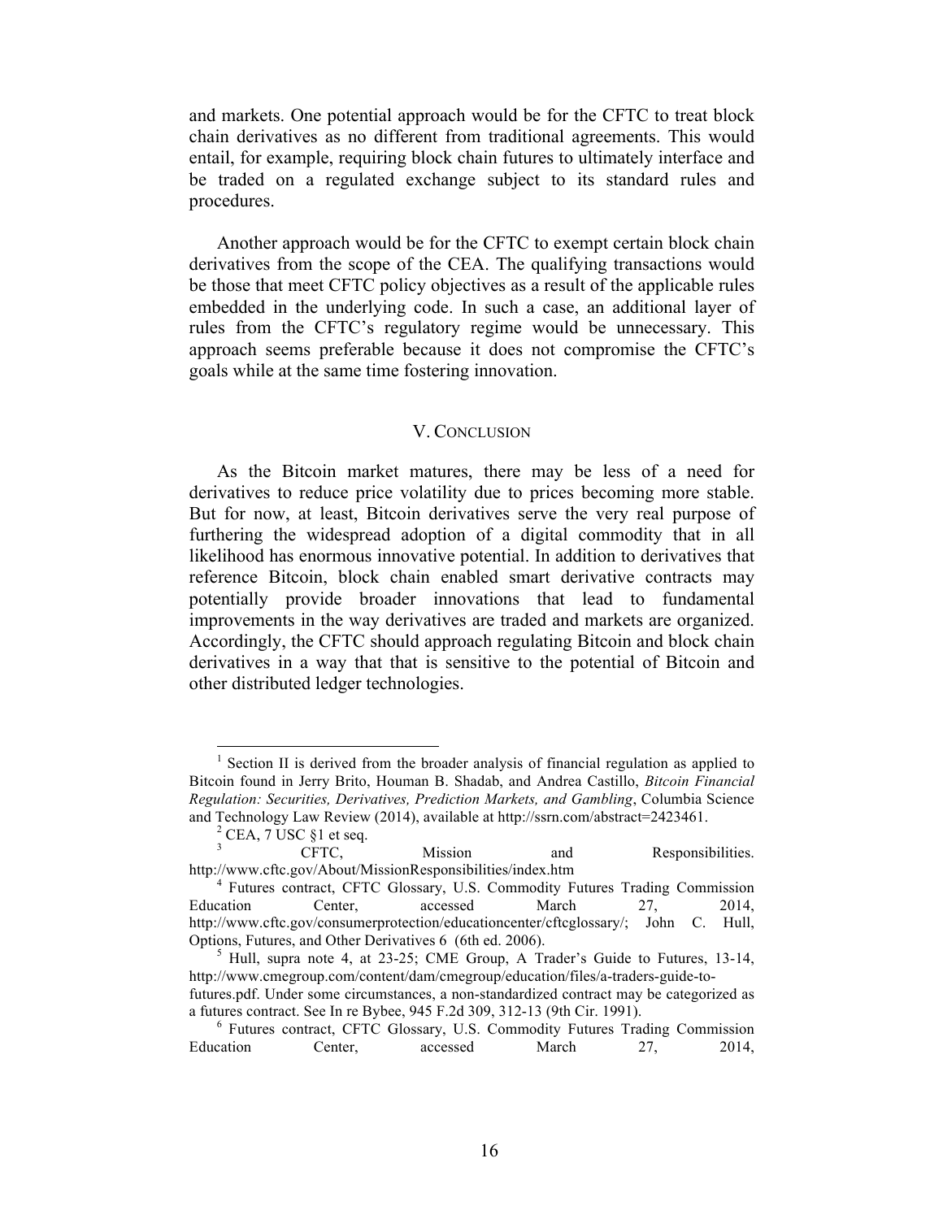and markets. One potential approach would be for the CFTC to treat block chain derivatives as no different from traditional agreements. This would entail, for example, requiring block chain futures to ultimately interface and be traded on a regulated exchange subject to its standard rules and procedures.

Another approach would be for the CFTC to exempt certain block chain derivatives from the scope of the CEA. The qualifying transactions would be those that meet CFTC policy objectives as a result of the applicable rules embedded in the underlying code. In such a case, an additional layer of rules from the CFTC's regulatory regime would be unnecessary. This approach seems preferable because it does not compromise the CFTC's goals while at the same time fostering innovation.

## V. Conclusion

As the Bitcoin market matures, there may be less of a need for derivatives to reduce price volatility due to prices becoming more stable. But for now, at least, Bitcoin derivatives serve the very real purpose of furthering the widespread adoption of a digital commodity that in all likelihood has enormous innovative potential. In addition to derivatives that reference Bitcoin, block chain enabled smart derivative contracts may potentially provide broader innovations that lead to fundamental improvements in the way derivatives are traded and markets are organized. Accordingly, the CFTC should approach regulating Bitcoin and block chain derivatives in a way that that is sensitive to the potential of Bitcoin and other distributed ledger technologies.

---

[1] Section II is derived from the broader analysis of financial regulation as applied to Bitcoin found in Jerry Brito, Houman B. Shadab, and Andrea Castillo, *Bitcoin Financial Regulation: Securities, Derivatives, Prediction Markets, and Gambling*, Columbia Science and Technology Law Review (2014), available at http://ssrn.com/abstract=2423461.

[2] CEA, 7 USC §1 et seq.

[3] CFTC, Mission and Responsibilities. http://www.cftc.gov/About/MissionResponsibilities/index.htm

[4] Futures contract, CFTC Glossary, U.S. Commodity Futures Trading Commission Education Center, accessed March 27, 2014, http://www.cftc.gov/consumerprotection/educationcenter/cftcglossary/; John C. Hull, Options, Futures, and Other Derivatives 6 (6th ed. 2006).

[5] Hull, supra note 4, at 23-25; CME Group, A Trader's Guide to Futures, 13-14, http://www.cmegroup.com/content/dam/cmegroup/education/files/a-traders-guide-to-futures.pdf. Under some circumstances, a non-standardized contract may be categorized as a futures contract. See In re Bybee, 945 F.2d 309, 312-13 (9th Cir. 1991).

[6] Futures contract, CFTC Glossary, U.S. Commodity Futures Trading Commission Education Center, accessed March 27, 2014,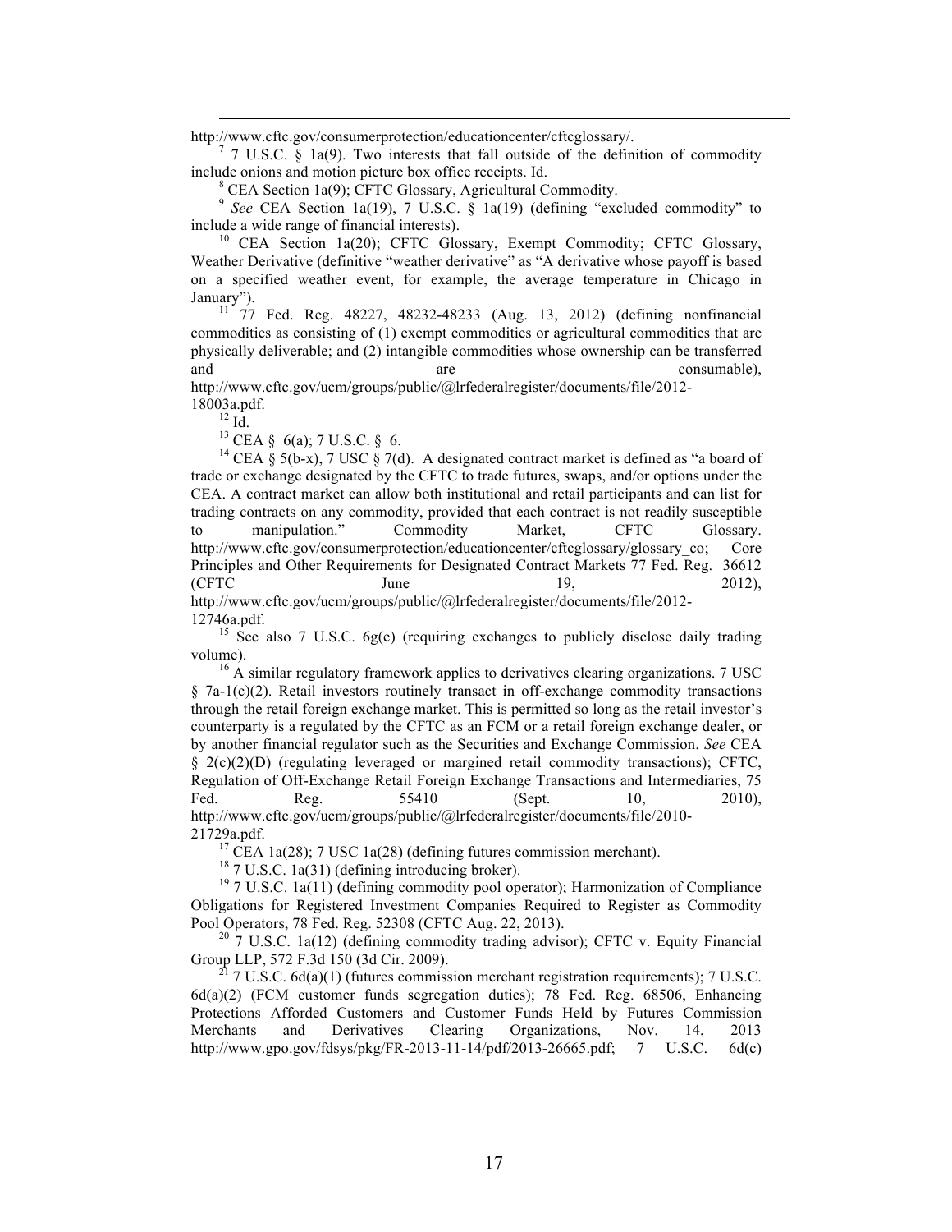http://www.cftc.gov/consumerprotection/educationcenter/cftcglossary/.

[7] 7 U.S.C. § 1a(9). Two interests that fall outside of the definition of commodity include onions and motion picture box office receipts. Id.

[8] CEA Section 1a(9); CFTC Glossary, Agricultural Commodity.

[9] *See* CEA Section 1a(19), 7 U.S.C. § 1a(19) (defining "excluded commodity" to include a wide range of financial interests).

[10] CEA Section 1a(20); CFTC Glossary, Exempt Commodity; CFTC Glossary, Weather Derivative (definitive "weather derivative" as "A derivative whose payoff is based on a specified weather event, for example, the average temperature in Chicago in January").

[11] 77 Fed. Reg. 48227, 48232-48233 (Aug. 13, 2012) (defining nonfinancial commodities as consisting of (1) exempt commodities or agricultural commodities that are physically deliverable; and (2) intangible commodities whose ownership can be transferred and are consumable), http://www.cftc.gov/ucm/groups/public/@lrfederalregister/documents/file/2012-18003a.pdf.

[12] Id.

[13] CEA § 6(a); 7 U.S.C. § 6.

[14] CEA § 5(b-x), 7 USC § 7(d). A designated contract market is defined as "a board of trade or exchange designated by the CFTC to trade futures, swaps, and/or options under the CEA. A contract market can allow both institutional and retail participants and can list for trading contracts on any commodity, provided that each contract is not readily susceptible to manipulation." Commodity Market, CFTC Glossary. http://www.cftc.gov/consumerprotection/educationcenter/cftcglossary/glossary_co; Core Principles and Other Requirements for Designated Contract Markets 77 Fed. Reg. 36612 (CFTC June 19, 2012), http://www.cftc.gov/ucm/groups/public/@lrfederalregister/documents/file/2012-12746a.pdf.

[15] See also 7 U.S.C. 6g(e) (requiring exchanges to publicly disclose daily trading volume).

[16] A similar regulatory framework applies to derivatives clearing organizations. 7 USC § 7a-1(c)(2). Retail investors routinely transact in off-exchange commodity transactions through the retail foreign exchange market. This is permitted so long as the retail investor's counterparty is a regulated by the CFTC as an FCM or a retail foreign exchange dealer, or by another financial regulator such as the Securities and Exchange Commission. *See* CEA § 2(c)(2)(D) (regulating leveraged or margined retail commodity transactions); CFTC, Regulation of Off-Exchange Retail Foreign Exchange Transactions and Intermediaries, 75 Fed. Reg. 55410 (Sept. 10, 2010), http://www.cftc.gov/ucm/groups/public/@lrfederalregister/documents/file/2010-21729a.pdf.

[17] CEA 1a(28); 7 USC 1a(28) (defining futures commission merchant).

[18] 7 U.S.C. 1a(31) (defining introducing broker).

[19] 7 U.S.C. 1a(11) (defining commodity pool operator); Harmonization of Compliance Obligations for Registered Investment Companies Required to Register as Commodity Pool Operators, 78 Fed. Reg. 52308 (CFTC Aug. 22, 2013).

[20] 7 U.S.C. 1a(12) (defining commodity trading advisor); CFTC v. Equity Financial Group LLP, 572 F.3d 150 (3d Cir. 2009).

[21] 7 U.S.C. 6d(a)(1) (futures commission merchant registration requirements); 7 U.S.C. 6d(a)(2) (FCM customer funds segregation duties); 78 Fed. Reg. 68506, Enhancing Protections Afforded Customers and Customer Funds Held by Futures Commission Merchants and Derivatives Clearing Organizations, Nov. 14, 2013 http://www.gpo.gov/fdsys/pkg/FR-2013-11-14/pdf/2013-26665.pdf; 7 U.S.C. 6d(c)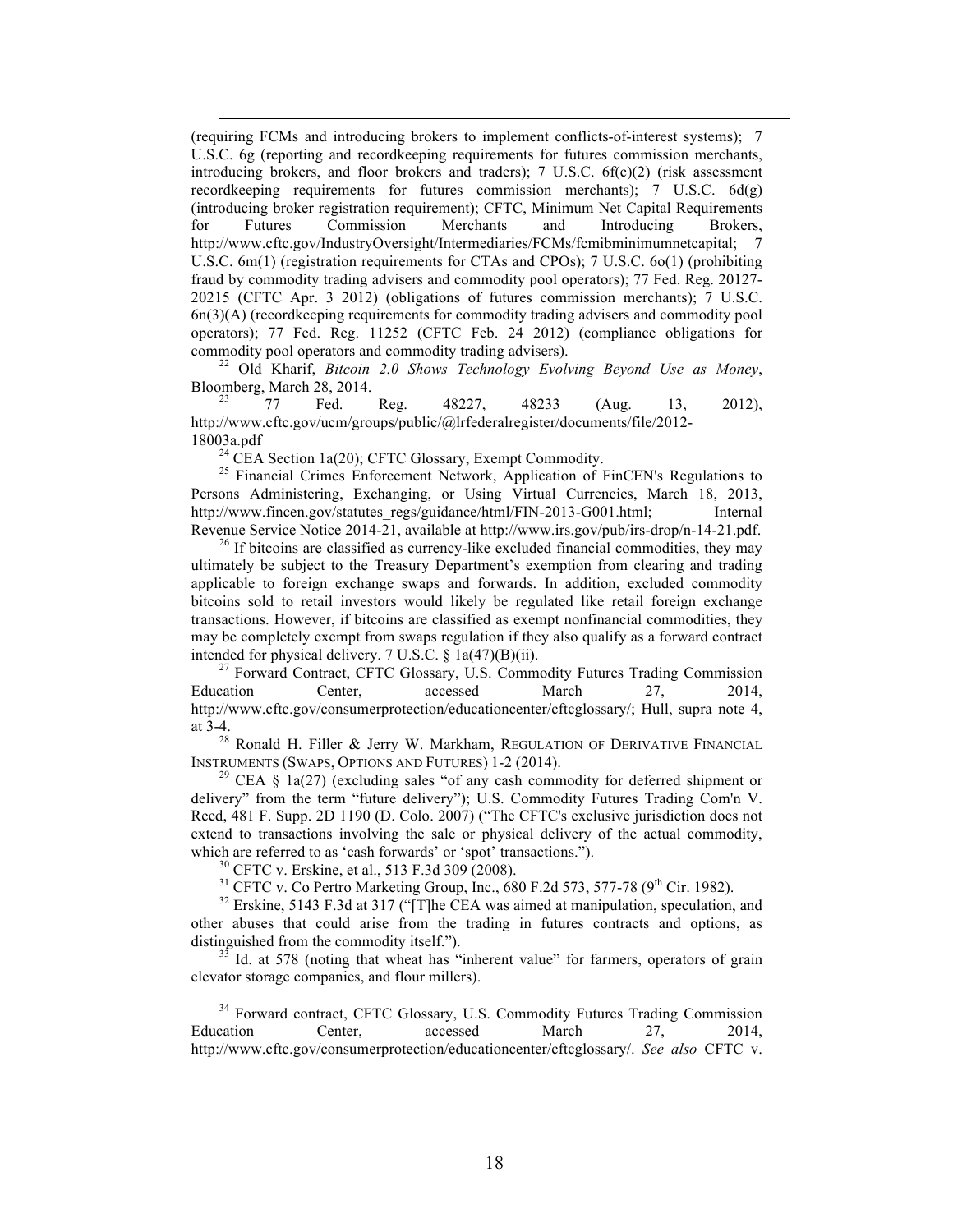(requiring FCMs and introducing brokers to implement conflicts-of-interest systems); 7 U.S.C. 6g (reporting and recordkeeping requirements for futures commission merchants, introducing brokers, and floor brokers and traders); 7 U.S.C. 6f(c)(2) (risk assessment recordkeeping requirements for futures commission merchants); 7 U.S.C. 6d(g) (introducing broker registration requirement); CFTC, Minimum Net Capital Requirements for Futures Commission Merchants and Introducing Brokers, http://www.cftc.gov/IndustryOversight/Intermediaries/FCMs/fcmibminimumnetcapital; 7 U.S.C. 6m(1) (registration requirements for CTAs and CPOs); 7 U.S.C. 6o(1) (prohibiting fraud by commodity trading advisers and commodity pool operators); 77 Fed. Reg. 20127-20215 (CFTC Apr. 3 2012) (obligations of futures commission merchants); 7 U.S.C. 6n(3)(A) (recordkeeping requirements for commodity trading advisers and commodity pool operators); 77 Fed. Reg. 11252 (CFTC Feb. 24 2012) (compliance obligations for commodity pool operators and commodity trading advisers).

[22] Old Kharif, *Bitcoin 2.0 Shows Technology Evolving Beyond Use as Money*, Bloomberg, March 28, 2014.

[23] 77 Fed. Reg. 48227, 48233 (Aug. 13, 2012), http://www.cftc.gov/ucm/groups/public/@lrfederalregister/documents/file/2012-18003a.pdf

[24] CEA Section 1a(20); CFTC Glossary, Exempt Commodity.

[25] Financial Crimes Enforcement Network, Application of FinCEN's Regulations to Persons Administering, Exchanging, or Using Virtual Currencies, March 18, 2013, http://www.fincen.gov/statutes_regs/guidance/html/FIN-2013-G001.html; Internal Revenue Service Notice 2014-21, available at http://www.irs.gov/pub/irs-drop/n-14-21.pdf.

[26] If bitcoins are classified as currency-like excluded financial commodities, they may ultimately be subject to the Treasury Department's exemption from clearing and trading applicable to foreign exchange swaps and forwards. In addition, excluded commodity bitcoins sold to retail investors would likely be regulated like retail foreign exchange transactions. However, if bitcoins are classified as exempt nonfinancial commodities, they may be completely exempt from swaps regulation if they also qualify as a forward contract intended for physical delivery. 7 U.S.C. § 1a(47)(B)(ii).

[27] Forward Contract, CFTC Glossary, U.S. Commodity Futures Trading Commission Education Center, accessed March 27, 2014, http://www.cftc.gov/consumerprotection/educationcenter/cftcglossary/; Hull, supra note 4, at 3-4.

[28] Ronald H. Filler & Jerry W. Markham, REGULATION OF DERIVATIVE FINANCIAL INSTRUMENTS (SWAPS, OPTIONS AND FUTURES) 1-2 (2014).

[29] CEA § 1a(27) (excluding sales "of any cash commodity for deferred shipment or delivery" from the term "future delivery"); U.S. Commodity Futures Trading Com'n V. Reed, 481 F. Supp. 2D 1190 (D. Colo. 2007) ("The CFTC's exclusive jurisdiction does not extend to transactions involving the sale or physical delivery of the actual commodity, which are referred to as 'cash forwards' or 'spot' transactions.").

[30] CFTC v. Erskine, et al., 513 F.3d 309 (2008).

[31] CFTC v. Co Pertro Marketing Group, Inc., 680 F.2d 573, 577-78 (9th Cir. 1982).

[32] Erskine, 5143 F.3d at 317 ("[T]he CEA was aimed at manipulation, speculation, and other abuses that could arise from the trading in futures contracts and options, as distinguished from the commodity itself.").

[33] Id. at 578 (noting that wheat has "inherent value" for farmers, operators of grain elevator storage companies, and flour millers).

[34] Forward contract, CFTC Glossary, U.S. Commodity Futures Trading Commission Education Center, accessed March 27, 2014, http://www.cftc.gov/consumerprotection/educationcenter/cftcglossary/. *See also* CFTC v.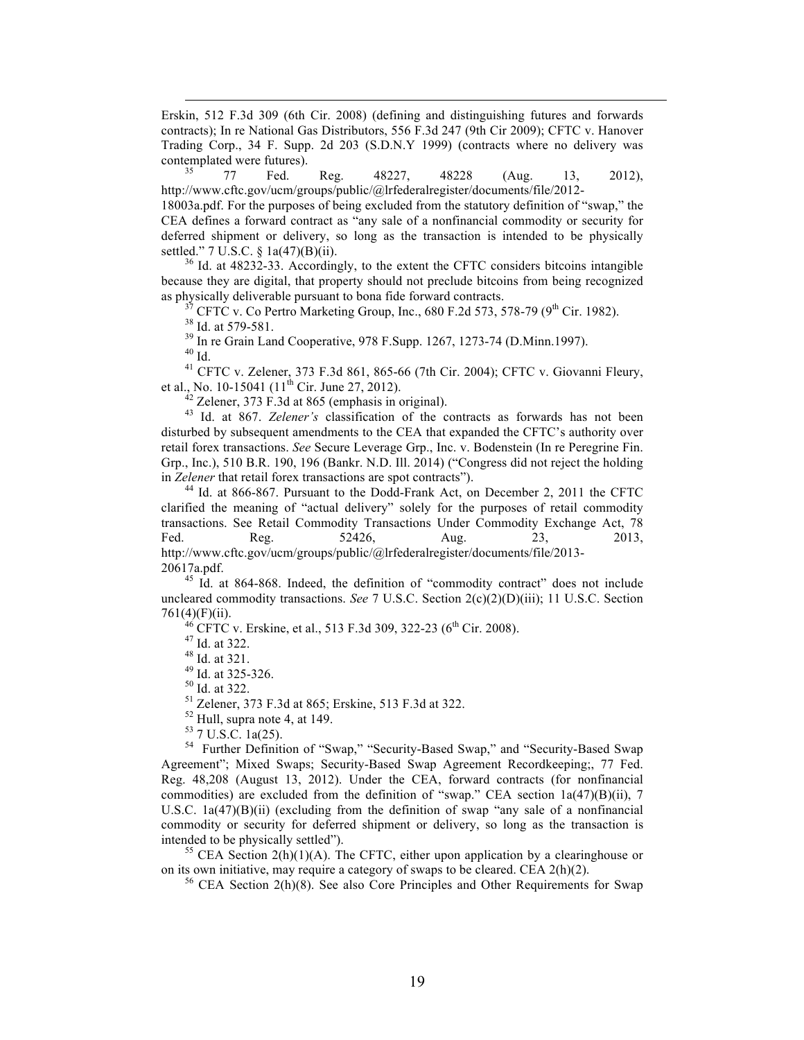Erskin, 512 F.3d 309 (6th Cir. 2008) (defining and distinguishing futures and forwards contracts); In re National Gas Distributors, 556 F.3d 247 (9th Cir 2009); CFTC v. Hanover Trading Corp., 34 F. Supp. 2d 203 (S.D.N.Y 1999) (contracts where no delivery was contemplated were futures).

[35] 77 Fed. Reg. 48227, 48228 (Aug. 13, 2012), http://www.cftc.gov/ucm/groups/public/@lrfederalregister/documents/file/2012-18003a.pdf. For the purposes of being excluded from the statutory definition of "swap," the CEA defines a forward contract as "any sale of a nonfinancial commodity or security for deferred shipment or delivery, so long as the transaction is intended to be physically settled." 7 U.S.C. § 1a(47)(B)(ii).

[36] Id. at 48232-33. Accordingly, to the extent the CFTC considers bitcoins intangible because they are digital, that property should not preclude bitcoins from being recognized as physically deliverable pursuant to bona fide forward contracts.

[37] CFTC v. Co Pertro Marketing Group, Inc., 680 F.2d 573, 578-79 (9[th] Cir. 1982).

[38] Id. at 579-581.

[39] In re Grain Land Cooperative, 978 F.Supp. 1267, 1273-74 (D.Minn.1997).

[40] Id.

[41] CFTC v. Zelener, 373 F.3d 861, 865-66 (7th Cir. 2004); CFTC v. Giovanni Fleury, et al., No. 10-15041 (11[th] Cir. June 27, 2012).

[42] Zelener, 373 F.3d at 865 (emphasis in original).

[43] Id. at 867. *Zelener's* classification of the contracts as forwards has not been disturbed by subsequent amendments to the CEA that expanded the CFTC's authority over retail forex transactions. *See* Secure Leverage Grp., Inc. v. Bodenstein (In re Peregrine Fin. Grp., Inc.), 510 B.R. 190, 196 (Bankr. N.D. Ill. 2014) ("Congress did not reject the holding in *Zelener* that retail forex transactions are spot contracts").

[44] Id. at 866-867. Pursuant to the Dodd-Frank Act, on December 2, 2011 the CFTC clarified the meaning of "actual delivery" solely for the purposes of retail commodity transactions. See Retail Commodity Transactions Under Commodity Exchange Act, 78 Fed. Reg. 52426, Aug. 23, 2013, http://www.cftc.gov/ucm/groups/public/@lrfederalregister/documents/file/2013-20617a.pdf.

[45] Id. at 864-868. Indeed, the definition of "commodity contract" does not include uncleared commodity transactions. *See* 7 U.S.C. Section 2(c)(2)(D)(iii); 11 U.S.C. Section 761(4)(F)(ii).

[46] CFTC v. Erskine, et al., 513 F.3d 309, 322-23 (6[th] Cir. 2008).

[47] Id. at 322.

[48] Id. at 321.

[49] Id. at 325-326.

[50] Id. at 322.

[51] Zelener, 373 F.3d at 865; Erskine, 513 F.3d at 322.

[52] Hull, supra note 4, at 149.

[53] 7 U.S.C. 1a(25).

[54] Further Definition of "Swap," "Security-Based Swap," and "Security-Based Swap Agreement"; Mixed Swaps; Security-Based Swap Agreement Recordkeeping;, 77 Fed. Reg. 48,208 (August 13, 2012). Under the CEA, forward contracts (for nonfinancial commodities) are excluded from the definition of "swap." CEA section 1a(47)(B)(ii), 7 U.S.C. 1a(47)(B)(ii) (excluding from the definition of swap "any sale of a nonfinancial commodity or security for deferred shipment or delivery, so long as the transaction is intended to be physically settled").

[55] CEA Section 2(h)(1)(A). The CFTC, either upon application by a clearinghouse or on its own initiative, may require a category of swaps to be cleared. CEA 2(h)(2).

[56] CEA Section 2(h)(8). See also Core Principles and Other Requirements for Swap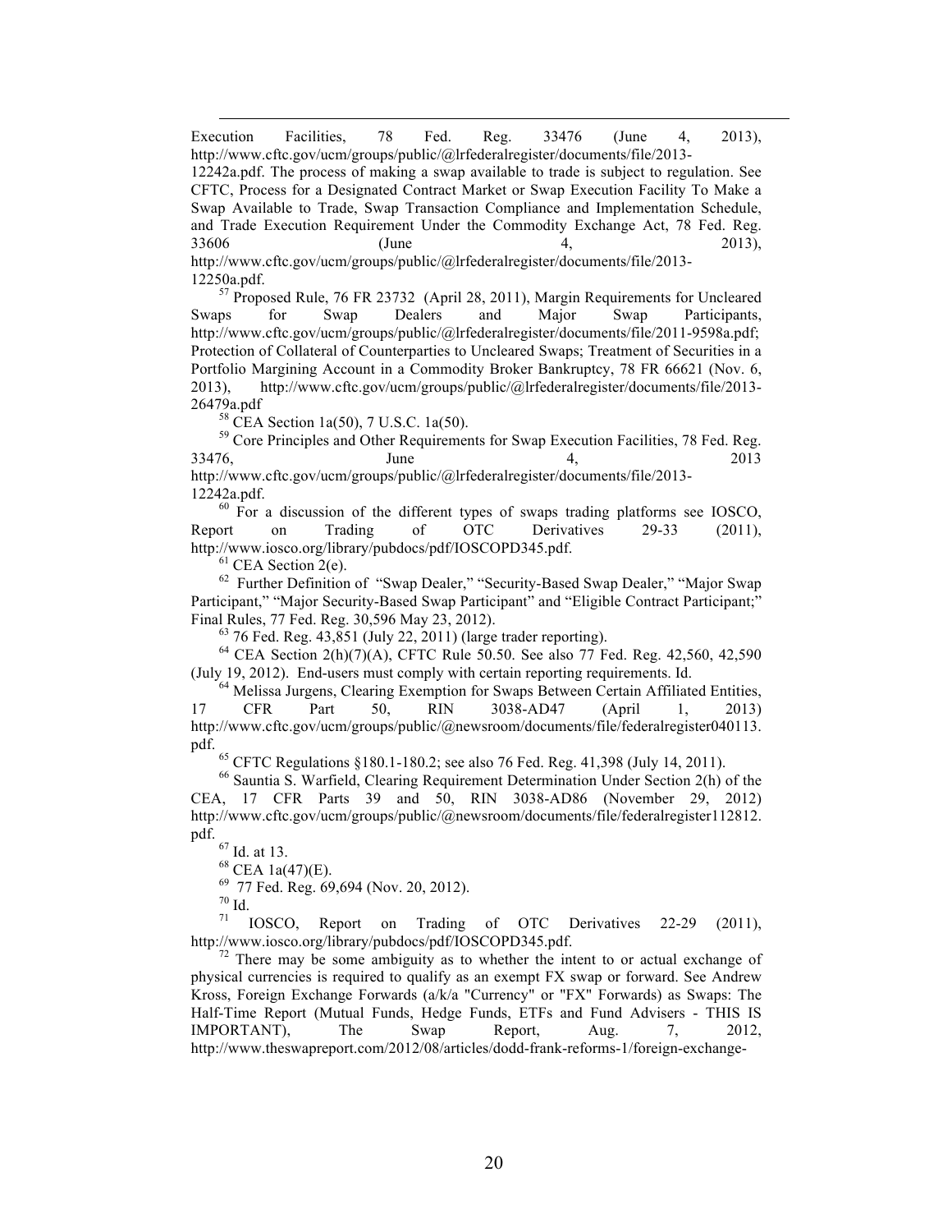Execution Facilities, 78 Fed. Reg. 33476 (June 4, 2013), http://www.cftc.gov/ucm/groups/public/@lrfederalregister/documents/file/2013-12242a.pdf. The process of making a swap available to trade is subject to regulation. See CFTC, Process for a Designated Contract Market or Swap Execution Facility To Make a Swap Available to Trade, Swap Transaction Compliance and Implementation Schedule, and Trade Execution Requirement Under the Commodity Exchange Act, 78 Fed. Reg. 33606 (June 4, 2013), http://www.cftc.gov/ucm/groups/public/@lrfederalregister/documents/file/2013-12250a.pdf.

[57] Proposed Rule, 76 FR 23732 (April 28, 2011), Margin Requirements for Uncleared Swaps for Swap Dealers and Major Swap Participants, http://www.cftc.gov/ucm/groups/public/@lrfederalregister/documents/file/2011-9598a.pdf; Protection of Collateral of Counterparties to Uncleared Swaps; Treatment of Securities in a Portfolio Margining Account in a Commodity Broker Bankruptcy, 78 FR 66621 (Nov. 6, 2013), http://www.cftc.gov/ucm/groups/public/@lrfederalregister/documents/file/2013-26479a.pdf

[58] CEA Section 1a(50), 7 U.S.C. 1a(50).

[59] Core Principles and Other Requirements for Swap Execution Facilities, 78 Fed. Reg. 33476, June 4, 2013 http://www.cftc.gov/ucm/groups/public/@lrfederalregister/documents/file/2013-12242a.pdf.

[60] For a discussion of the different types of swaps trading platforms see IOSCO, Report on Trading of OTC Derivatives 29-33 (2011), http://www.iosco.org/library/pubdocs/pdf/IOSCOPD345.pdf.

[61] CEA Section 2(e).

[62] Further Definition of "Swap Dealer," "Security-Based Swap Dealer," "Major Swap Participant," "Major Security-Based Swap Participant" and "Eligible Contract Participant;" Final Rules, 77 Fed. Reg. 30,596 May 23, 2012).

[63] 76 Fed. Reg. 43,851 (July 22, 2011) (large trader reporting).

[64] CEA Section 2(h)(7)(A), CFTC Rule 50.50. See also 77 Fed. Reg. 42,560, 42,590 (July 19, 2012). End-users must comply with certain reporting requirements. Id.

[64] Melissa Jurgens, Clearing Exemption for Swaps Between Certain Affiliated Entities, 17 CFR Part 50, RIN 3038-AD47 (April 1, 2013) http://www.cftc.gov/ucm/groups/public/@newsroom/documents/file/federalregister040113.pdf.

[65] CFTC Regulations §180.1-180.2; see also 76 Fed. Reg. 41,398 (July 14, 2011).

[66] Sauntia S. Warfield, Clearing Requirement Determination Under Section 2(h) of the CEA, 17 CFR Parts 39 and 50, RIN 3038-AD86 (November 29, 2012) http://www.cftc.gov/ucm/groups/public/@newsroom/documents/file/federalregister112812.pdf.

[67] Id. at 13.

[68] CEA 1a(47)(E).

[69] 77 Fed. Reg. 69,694 (Nov. 20, 2012).

[70] Id.

[71] IOSCO, Report on Trading of OTC Derivatives 22-29 (2011), http://www.iosco.org/library/pubdocs/pdf/IOSCOPD345.pdf.

[72] There may be some ambiguity as to whether the intent to or actual exchange of physical currencies is required to qualify as an exempt FX swap or forward. See Andrew Kross, Foreign Exchange Forwards (a/k/a "Currency" or "FX" Forwards) as Swaps: The Half-Time Report (Mutual Funds, Hedge Funds, ETFs and Fund Advisers - THIS IS IMPORTANT), The Swap Report, Aug. 7, 2012, http://www.theswapreport.com/2012/08/articles/dodd-frank-reforms-1/foreign-exchange-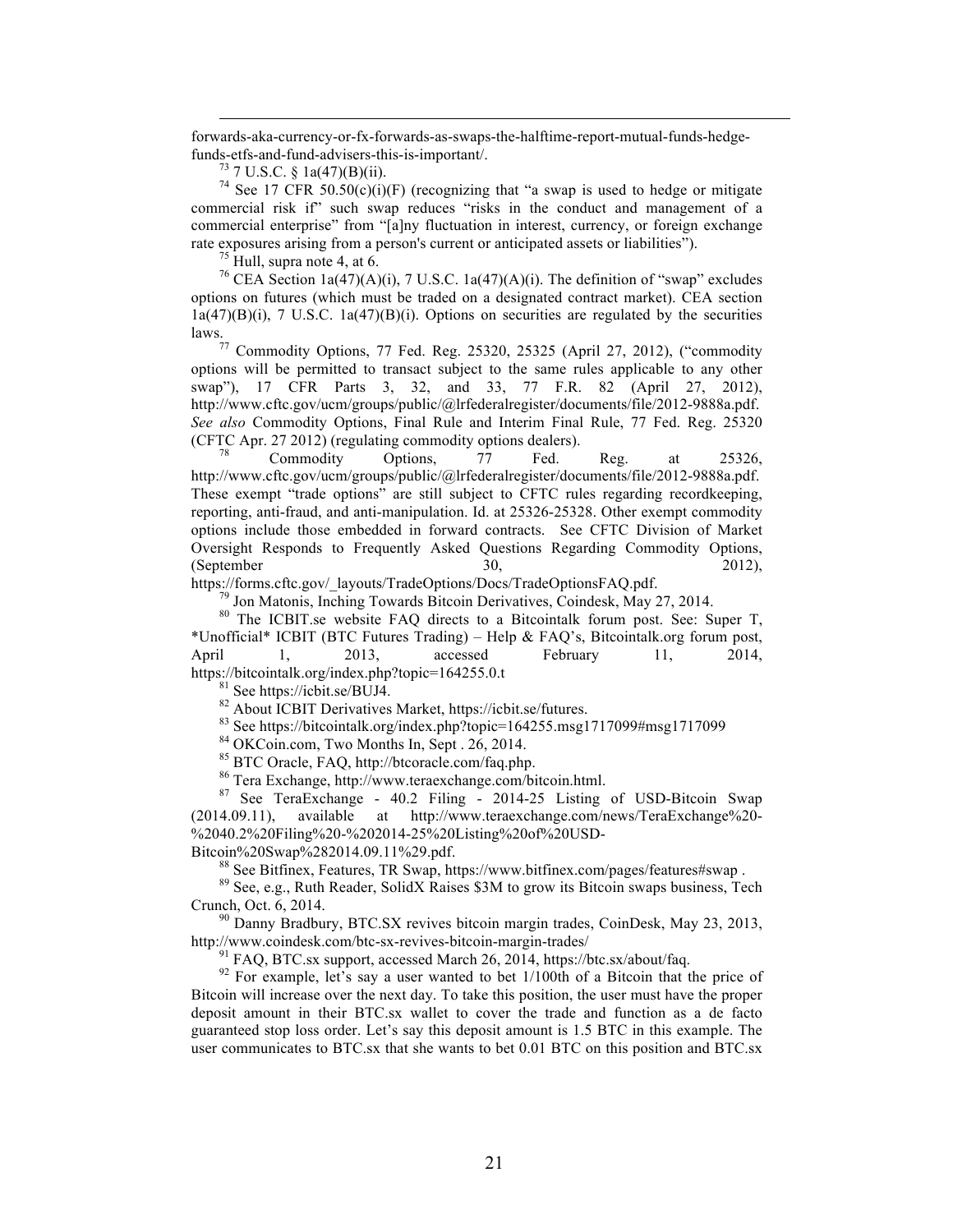forwards-aka-currency-or-fx-forwards-as-swaps-the-halftime-report-mutual-funds-hedge-funds-etfs-and-fund-advisers-this-is-important/.

[73] 7 U.S.C. § 1a(47)(B)(ii).

[74] See 17 CFR 50.50(c)(i)(F) (recognizing that "a swap is used to hedge or mitigate commercial risk if" such swap reduces "risks in the conduct and management of a commercial enterprise" from "[a]ny fluctuation in interest, currency, or foreign exchange rate exposures arising from a person's current or anticipated assets or liabilities").

[75] Hull, supra note 4, at 6.

[76] CEA Section 1a(47)(A)(i), 7 U.S.C. 1a(47)(A)(i). The definition of "swap" excludes options on futures (which must be traded on a designated contract market). CEA section 1a(47)(B)(i), 7 U.S.C. 1a(47)(B)(i). Options on securities are regulated by the securities laws.

[77] Commodity Options, 77 Fed. Reg. 25320, 25325 (April 27, 2012), ("commodity options will be permitted to transact subject to the same rules applicable to any other swap"), 17 CFR Parts 3, 32, and 33, 77 F.R. 82 (April 27, 2012), http://www.cftc.gov/ucm/groups/public/@lrfederalregister/documents/file/2012-9888a.pdf. *See also* Commodity Options, Final Rule and Interim Final Rule, 77 Fed. Reg. 25320 (CFTC Apr. 27 2012) (regulating commodity options dealers).

[78] Commodity Options, 77 Fed. Reg. at 25326, http://www.cftc.gov/ucm/groups/public/@lrfederalregister/documents/file/2012-9888a.pdf. These exempt "trade options" are still subject to CFTC rules regarding recordkeeping, reporting, anti-fraud, and anti-manipulation. Id. at 25326-25328. Other exempt commodity options include those embedded in forward contracts. See CFTC Division of Market Oversight Responds to Frequently Asked Questions Regarding Commodity Options, (September 30, 2012), https://forms.cftc.gov/_layouts/TradeOptions/Docs/TradeOptionsFAQ.pdf.

[79] Jon Matonis, Inching Towards Bitcoin Derivatives, Coindesk, May 27, 2014.

[80] The ICBIT.se website FAQ directs to a Bitcointalk forum post. See: Super T, *Unofficial* ICBIT (BTC Futures Trading) – Help & FAQ's, Bitcointalk.org forum post, April 1, 2013, accessed February 11, 2014, https://bitcointalk.org/index.php?topic=164255.0.t

[81] See https://icbit.se/BUJ4.

[82] About ICBIT Derivatives Market, https://icbit.se/futures.

[83] See https://bitcointalk.org/index.php?topic=164255.msg1717099#msg1717099

[84] OKCoin.com, Two Months In, Sept . 26, 2014.

[85] BTC Oracle, FAQ, http://btcoracle.com/faq.php.

[86] Tera Exchange, http://www.teraexchange.com/bitcoin.html.

[87] See TeraExchange - 40.2 Filing - 2014-25 Listing of USD-Bitcoin Swap (2014.09.11), available at http://www.teraexchange.com/news/TeraExchange%20-%2040.2%20Filing%20-%202014-25%20Listing%20of%20USD-Bitcoin%20Swap%20(2014.09.11%29.pdf.

[88] See Bitfinex, Features, TR Swap, https://www.bitfinex.com/pages/features#swap .

[89] See, e.g., Ruth Reader, SolidX Raises $3M to grow its Bitcoin swaps business, Tech Crunch, Oct. 6, 2014.

[90] Danny Bradbury, BTC.SX revives bitcoin margin trades, CoinDesk, May 23, 2013, http://www.coindesk.com/btc-sx-revives-bitcoin-margin-trades/

[91] FAQ, BTC.sx support, accessed March 26, 2014, https://btc.sx/about/faq.

[92] For example, let's say a user wanted to bet 1/100th of a Bitcoin that the price of Bitcoin will increase over the next day. To take this position, the user must have the proper deposit amount in their BTC.sx wallet to cover the trade and function as a de facto guaranteed stop loss order. Let's say this deposit amount is 1.5 BTC in this example. The user communicates to BTC.sx that she wants to bet 0.01 BTC on this position and BTC.sx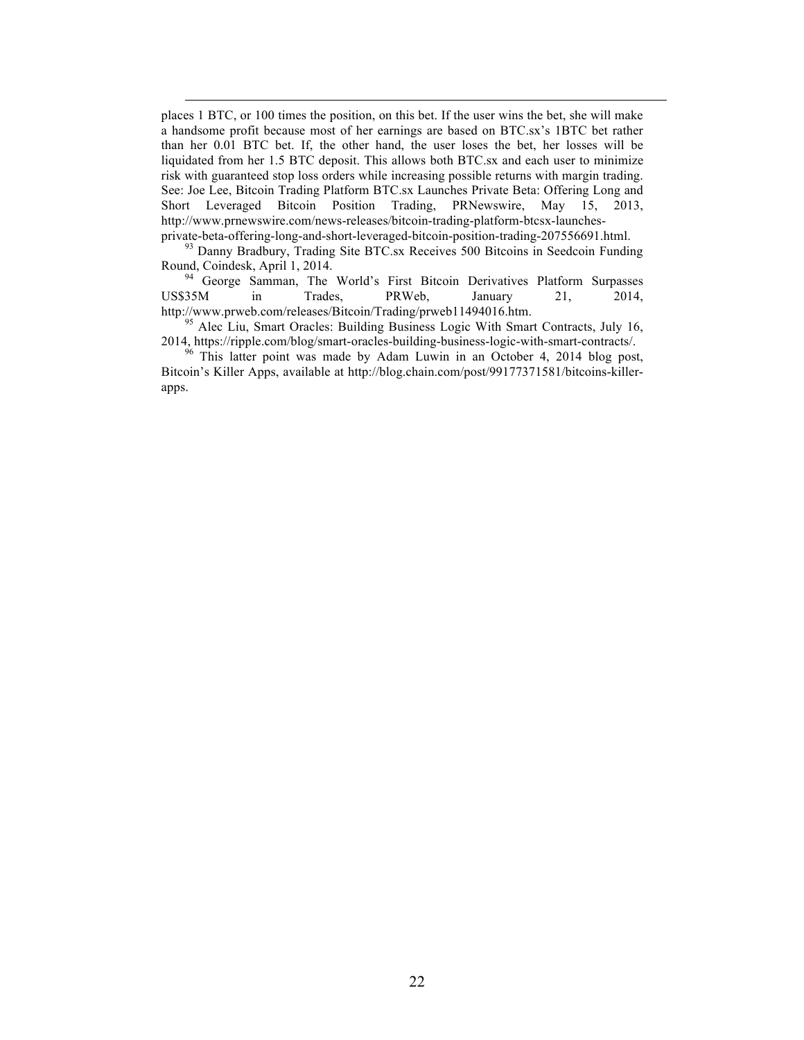places 1 BTC, or 100 times the position, on this bet. If the user wins the bet, she will make a handsome profit because most of her earnings are based on BTC.sx's 1BTC bet rather than her 0.01 BTC bet. If, the other hand, the user loses the bet, her losses will be liquidated from her 1.5 BTC deposit. This allows both BTC.sx and each user to minimize risk with guaranteed stop loss orders while increasing possible returns with margin trading. See: Joe Lee, Bitcoin Trading Platform BTC.sx Launches Private Beta: Offering Long and Short Leveraged Bitcoin Position Trading, PRNewswire, May 15, 2013, http://www.prnewswire.com/news-releases/bitcoin-trading-platform-btcsx-launches-private-beta-offering-long-and-short-leveraged-bitcoin-position-trading-207556691.html.

[93] Danny Bradbury, Trading Site BTC.sx Receives 500 Bitcoins in Seedcoin Funding Round, Coindesk, April 1, 2014.

[94] George Samman, The World's First Bitcoin Derivatives Platform Surpasses US$35M in Trades, PRWeb, January 21, 2014, http://www.prweb.com/releases/Bitcoin/Trading/prweb11494016.htm.

[95] Alec Liu, Smart Oracles: Building Business Logic With Smart Contracts, July 16, 2014, https://ripple.com/blog/smart-oracles-building-business-logic-with-smart-contracts/.

[96] This latter point was made by Adam Luwin in an October 4, 2014 blog post, Bitcoin's Killer Apps, available at http://blog.chain.com/post/99177371581/bitcoins-killer-apps.